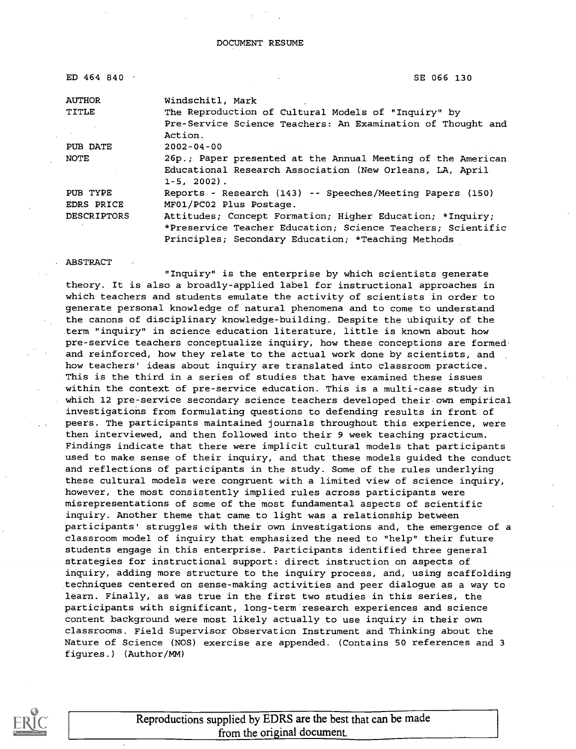DOCUMENT RESUME

| | |
|---|---|
| ED 464 840 | SE 066 130 |
| AUTHOR | Windschitl, Mark |
| TITLE | The Reproduction of Cultural Models of "Inquiry" by Pre-Service Science Teachers: An Examination of Thought and Action. |
| PUB DATE | 2002-04-00 |
| NOTE | 26p.; Paper presented at the Annual Meeting of the American Educational Research Association (New Orleans, LA, April 1-5, 2002). |
| PUB TYPE | Reports - Research (143) -- Speeches/Meeting Papers (150) |
| EDRS PRICE | MF01/PC02 Plus Postage. |
| DESCRIPTORS | Attitudes; Concept Formation; Higher Education; *Inquiry; *Preservice Teacher Education; Science Teachers; Scientific Principles; Secondary Education; *Teaching Methods |

ABSTRACT

"Inquiry" is the enterprise by which scientists generate theory. It is also a broadly-applied label for instructional approaches in which teachers and students emulate the activity of scientists in order to generate personal knowledge of natural phenomena and to come to understand the canons of disciplinary knowledge-building. Despite the ubiquity of the term "inquiry" in science education literature, little is known about how pre-service teachers conceptualize inquiry, how these conceptions are formed and reinforced, how they relate to the actual work done by scientists, and how teachers' ideas about inquiry are translated into classroom practice. This is the third in a series of studies that have examined these issues within the context of pre-service education. This is a multi-case study in which 12 pre-service secondary science teachers developed their own empirical investigations from formulating questions to defending results in front of peers. The participants maintained journals throughout this experience, were then interviewed, and then followed into their 9 week teaching practicum. Findings indicate that there were implicit cultural models that participants used to make sense of their inquiry, and that these models guided the conduct and reflections of participants in the study. Some of the rules underlying these cultural models were congruent with a limited view of science inquiry, however, the most consistently implied rules across participants were misrepresentations of some of the most fundamental aspects of scientific inquiry. Another theme that came to light was a relationship between participants' struggles with their own investigations and, the emergence of a classroom model of inquiry that emphasized the need to "help" their future students engage in this enterprise. Participants identified three general strategies for instructional support: direct instruction on aspects of inquiry, adding more structure to the inquiry process, and, using scaffolding techniques centered on sense-making activities and peer dialogue as a way to learn. Finally, as was true in the first two studies in this series, the participants with significant, long-term research experiences and science content background were most likely actually to use inquiry in their own classrooms. Field Supervisor Observation Instrument and Thinking about the Nature of Science (NOS) exercise are appended. (Contains 50 references and 3 figures.) (Author/MM)

Reproductions supplied by EDRS are the best that can be made from the original document.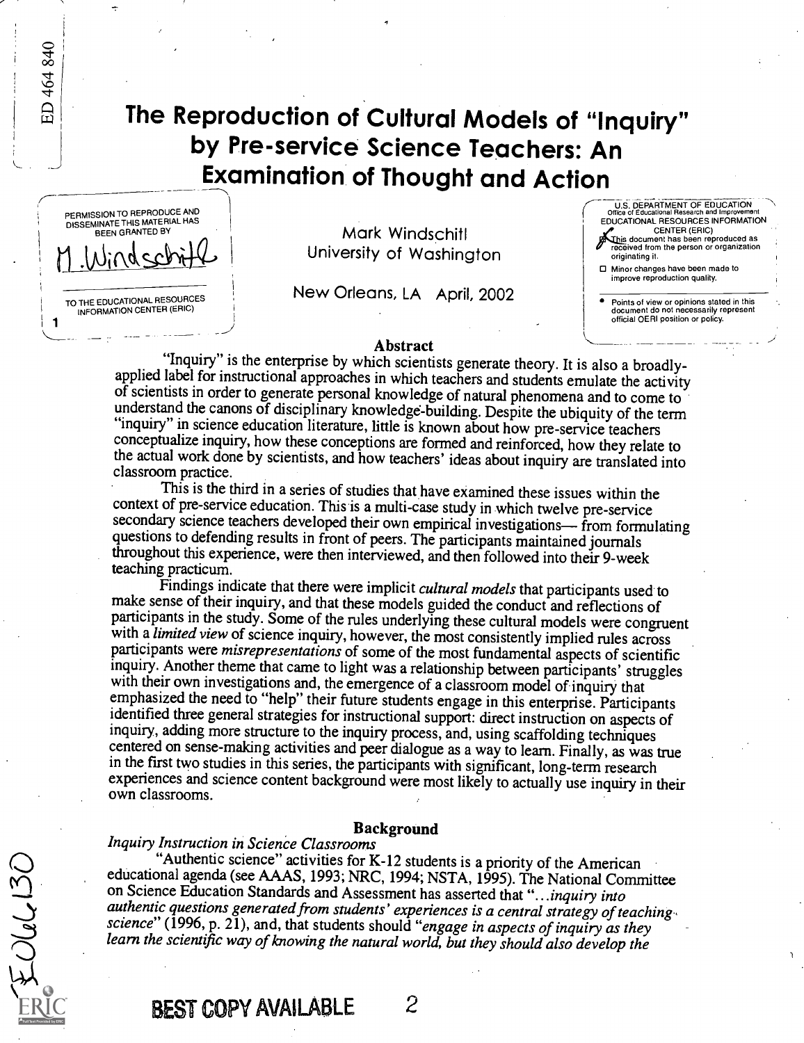# The Reproduction of Cultural Models of "Inquiry" by Pre-service Science Teachers: An Examination of Thought and Action

Mark Windschitl
University of Washington

New Orleans, LA April, 2002

## Abstract

"Inquiry" is the enterprise by which scientists generate theory. It is also a broadly-applied label for instructional approaches in which teachers and students emulate the activity of scientists in order to generate personal knowledge of natural phenomena and to come to understand the canons of disciplinary knowledge-building. Despite the ubiquity of the term "inquiry" in science education literature, little is known about how pre-service teachers conceptualize inquiry, how these conceptions are formed and reinforced, how they relate to the actual work done by scientists, and how teachers' ideas about inquiry are translated into classroom practice.

This is the third in a series of studies that have examined these issues within the context of pre-service education. This is a multi-case study in which twelve pre-service secondary science teachers developed their own empirical investigations— from formulating questions to defending results in front of peers. The participants maintained journals throughout this experience, were then interviewed, and then followed into their 9-week teaching practicum.

Findings indicate that there were implicit *cultural models* that participants used to make sense of their inquiry, and that these models guided the conduct and reflections of participants in the study. Some of the rules underlying these cultural models were congruent with a *limited view* of science inquiry, however, the most consistently implied rules across participants were *misrepresentations* of some of the most fundamental aspects of scientific inquiry. Another theme that came to light was a relationship between participants' struggles with their own investigations and, the emergence of a classroom model of inquiry that emphasized the need to "help" their future students engage in this enterprise. Participants identified three general strategies for instructional support: direct instruction on aspects of inquiry, adding more structure to the inquiry process, and, using scaffolding techniques centered on sense-making activities and peer dialogue as a way to learn. Finally, as was true in the first two studies in this series, the participants with significant, long-term research experiences and science content background were most likely to actually use inquiry in their own classrooms.

## Background

*Inquiry Instruction in Science Classrooms*

"Authentic science" activities for K-12 students is a priority of the American educational agenda (see AAAS, 1993; NRC, 1994; NSTA, 1995). The National Committee on Science Education Standards and Assessment has asserted that "...*inquiry into authentic questions generated from students' experiences is a central strategy of teaching science*" (1996, p. 21), and, that students should "*engage in aspects of inquiry as they learn the scientific way of knowing the natural world, but they should also develop the*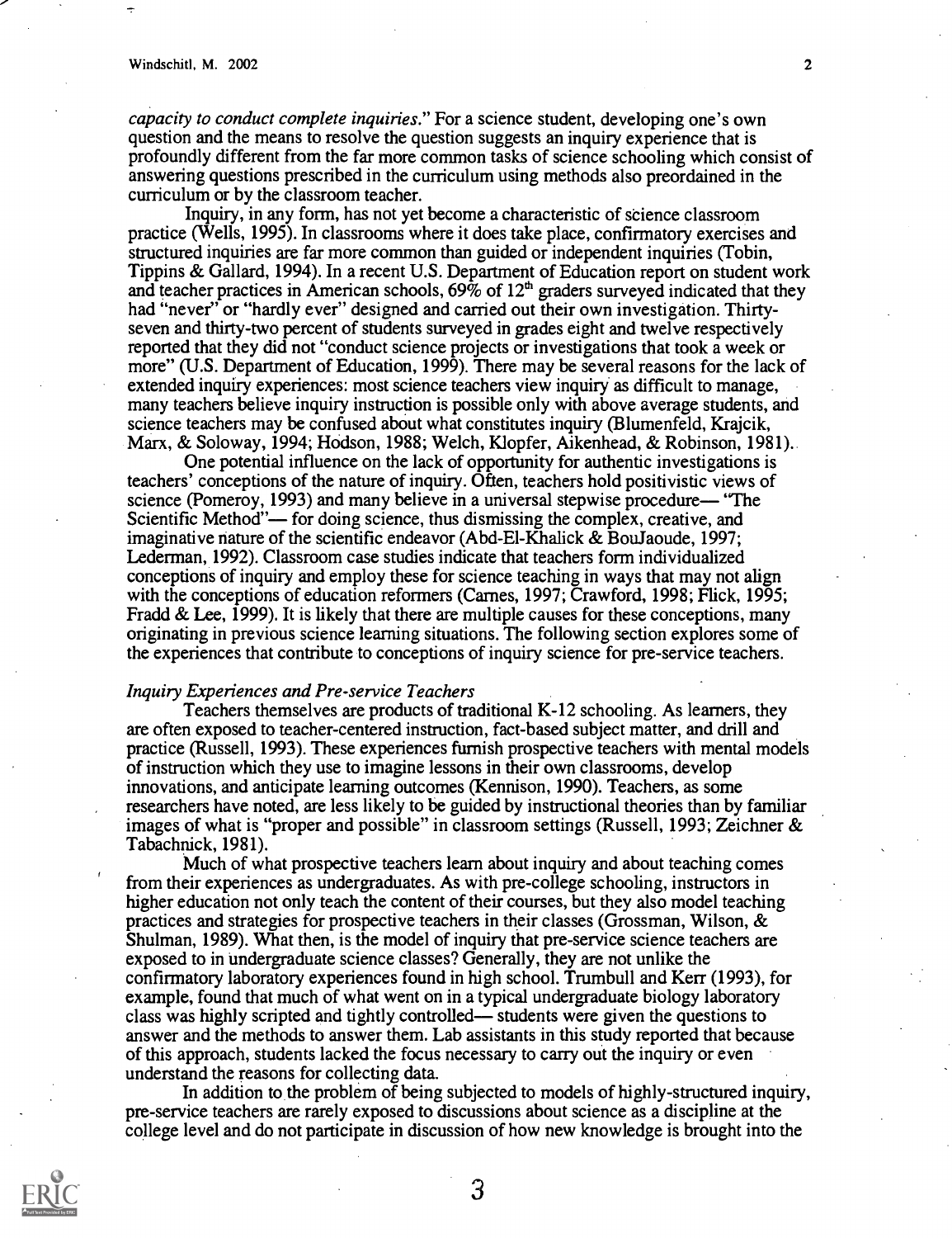*capacity to conduct complete inquiries*." For a science student, developing one's own question and the means to resolve the question suggests an inquiry experience that is profoundly different from the far more common tasks of science schooling which consist of answering questions prescribed in the curriculum using methods also preordained in the curriculum or by the classroom teacher.

Inquiry, in any form, has not yet become a characteristic of science classroom practice (Wells, 1995). In classrooms where it does take place, confirmatory exercises and structured inquiries are far more common than guided or independent inquiries (Tobin, Tippins & Gallard, 1994). In a recent U.S. Department of Education report on student work and teacher practices in American schools, 69% of 12th graders surveyed indicated that they had "never" or "hardly ever" designed and carried out their own investigation. Thirty-seven and thirty-two percent of students surveyed in grades eight and twelve respectively reported that they did not "conduct science projects or investigations that took a week or more" (U.S. Department of Education, 1999). There may be several reasons for the lack of extended inquiry experiences: most science teachers view inquiry as difficult to manage, many teachers believe inquiry instruction is possible only with above average students, and science teachers may be confused about what constitutes inquiry (Blumenfeld, Krajcik, Marx, & Soloway, 1994; Hodson, 1988; Welch, Klopfer, Aikenhead, & Robinson, 1981).

One potential influence on the lack of opportunity for authentic investigations is teachers' conceptions of the nature of inquiry. Often, teachers hold positivistic views of science (Pomeroy, 1993) and many believe in a universal stepwise procedure— "The Scientific Method"— for doing science, thus dismissing the complex, creative, and imaginative nature of the scientific endeavor (Abd-El-Khalick & BouJaoude, 1997; Lederman, 1992). Classroom case studies indicate that teachers form individualized conceptions of inquiry and employ these for science teaching in ways that may not align with the conceptions of education reformers (Carnes, 1997; Crawford, 1998; Flick, 1995; Fradd & Lee, 1999). It is likely that there are multiple causes for these conceptions, many originating in previous science learning situations. The following section explores some of the experiences that contribute to conceptions of inquiry science for pre-service teachers.

*Inquiry Experiences and Pre-service Teachers*

Teachers themselves are products of traditional K-12 schooling. As learners, they are often exposed to teacher-centered instruction, fact-based subject matter, and drill and practice (Russell, 1993). These experiences furnish prospective teachers with mental models of instruction which they use to imagine lessons in their own classrooms, develop innovations, and anticipate learning outcomes (Kennison, 1990). Teachers, as some researchers have noted, are less likely to be guided by instructional theories than by familiar images of what is "proper and possible" in classroom settings (Russell, 1993; Zeichner & Tabachnick, 1981).

Much of what prospective teachers learn about inquiry and about teaching comes from their experiences as undergraduates. As with pre-college schooling, instructors in higher education not only teach the content of their courses, but they also model teaching practices and strategies for prospective teachers in their classes (Grossman, Wilson, & Shulman, 1989). What then, is the model of inquiry that pre-service science teachers are exposed to in undergraduate science classes? Generally, they are not unlike the confirmatory laboratory experiences found in high school. Trumbull and Kerr (1993), for example, found that much of what went on in a typical undergraduate biology laboratory class was highly scripted and tightly controlled— students were given the questions to answer and the methods to answer them. Lab assistants in this study reported that because of this approach, students lacked the focus necessary to carry out the inquiry or even understand the reasons for collecting data.

In addition to the problem of being subjected to models of highly-structured inquiry, pre-service teachers are rarely exposed to discussions about science as a discipline at the college level and do not participate in discussion of how new knowledge is brought into the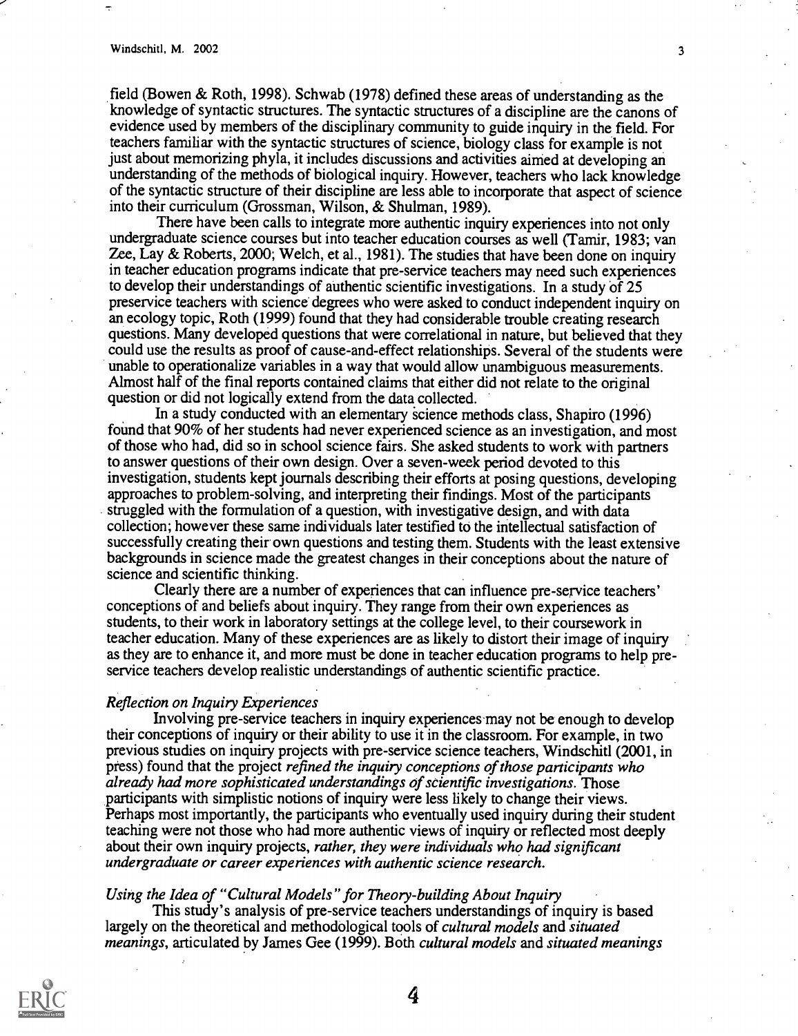field (Bowen & Roth, 1998). Schwab (1978) defined these areas of understanding as the knowledge of syntactic structures. The syntactic structures of a discipline are the canons of evidence used by members of the disciplinary community to guide inquiry in the field. For teachers familiar with the syntactic structures of science, biology class for example is not just about memorizing phyla, it includes discussions and activities aimed at developing an understanding of the methods of biological inquiry. However, teachers who lack knowledge of the syntactic structure of their discipline are less able to incorporate that aspect of science into their curriculum (Grossman, Wilson, & Shulman, 1989).

There have been calls to integrate more authentic inquiry experiences into not only undergraduate science courses but into teacher education courses as well (Tamir, 1983; van Zee, Lay & Roberts, 2000; Welch, et al., 1981). The studies that have been done on inquiry in teacher education programs indicate that pre-service teachers may need such experiences to develop their understandings of authentic scientific investigations. In a study of 25 preservice teachers with science degrees who were asked to conduct independent inquiry on an ecology topic, Roth (1999) found that they had considerable trouble creating research questions. Many developed questions that were correlational in nature, but believed that they could use the results as proof of cause-and-effect relationships. Several of the students were unable to operationalize variables in a way that would allow unambiguous measurements. Almost half of the final reports contained claims that either did not relate to the original question or did not logically extend from the data collected.

In a study conducted with an elementary science methods class, Shapiro (1996) found that 90% of her students had never experienced science as an investigation, and most of those who had, did so in school science fairs. She asked students to work with partners to answer questions of their own design. Over a seven-week period devoted to this investigation, students kept journals describing their efforts at posing questions, developing approaches to problem-solving, and interpreting their findings. Most of the participants struggled with the formulation of a question, with investigative design, and with data collection; however these same individuals later testified to the intellectual satisfaction of successfully creating their own questions and testing them. Students with the least extensive backgrounds in science made the greatest changes in their conceptions about the nature of science and scientific thinking.

Clearly there are a number of experiences that can influence pre-service teachers' conceptions of and beliefs about inquiry. They range from their own experiences as students, to their work in laboratory settings at the college level, to their coursework in teacher education. Many of these experiences are as likely to distort their image of inquiry as they are to enhance it, and more must be done in teacher education programs to help pre-service teachers develop realistic understandings of authentic scientific practice.

### *Reflection on Inquiry Experiences*

Involving pre-service teachers in inquiry experiences may not be enough to develop their conceptions of inquiry or their ability to use it in the classroom. For example, in two previous studies on inquiry projects with pre-service science teachers, Windschitl (2001, in press) found that the project *refined the inquiry conceptions of those participants who already had more sophisticated understandings of scientific investigations*. Those participants with simplistic notions of inquiry were less likely to change their views. Perhaps most importantly, the participants who eventually used inquiry during their student teaching were not those who had more authentic views of inquiry or reflected most deeply about their own inquiry projects, *rather, they were individuals who had significant undergraduate or career experiences with authentic science research.*

### *Using the Idea of "Cultural Models" for Theory-building About Inquiry*

This study's analysis of pre-service teachers understandings of inquiry is based largely on the theoretical and methodological tools of *cultural models* and *situated meanings*, articulated by James Gee (1999). Both *cultural models* and *situated meanings*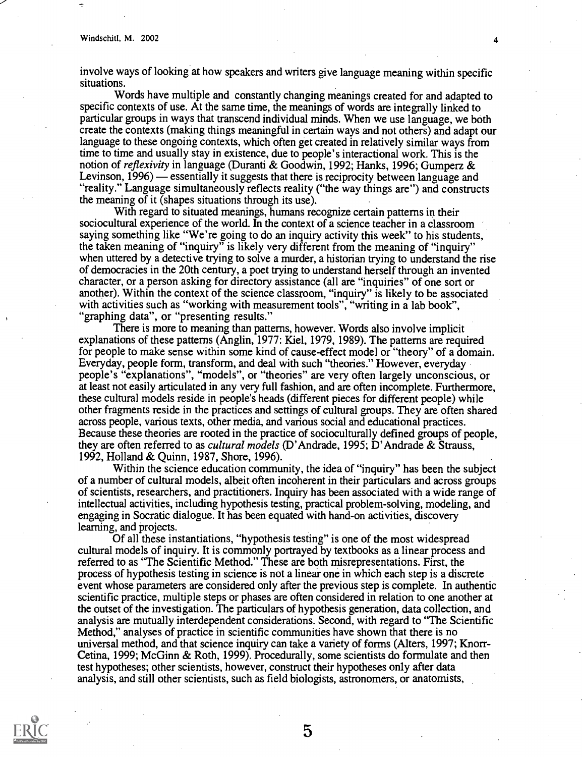involve ways of looking at how speakers and writers give language meaning within specific situations.

Words have multiple and constantly changing meanings created for and adapted to specific contexts of use. At the same time, the meanings of words are integrally linked to particular groups in ways that transcend individual minds. When we use language, we both create the contexts (making things meaningful in certain ways and not others) and adapt our language to these ongoing contexts, which often get created in relatively similar ways from time to time and usually stay in existence, due to people's interactional work. This is the notion of *reflexivity* in language (Duranti & Goodwin, 1992; Hanks, 1996; Gumperz & Levinson, 1996) — essentially it suggests that there is reciprocity between language and "reality." Language simultaneously reflects reality ("the way things are") and constructs the meaning of it (shapes situations through its use).

With regard to situated meanings, humans recognize certain patterns in their sociocultural experience of the world. In the context of a science teacher in a classroom saying something like "We're going to do an inquiry activity this week" to his students, the taken meaning of "inquiry" is likely very different from the meaning of "inquiry" when uttered by a detective trying to solve a murder, a historian trying to understand the rise of democracies in the 20th century, a poet trying to understand herself through an invented character, or a person asking for directory assistance (all are "inquiries" of one sort or another). Within the context of the science classroom, "inquiry" is likely to be associated with activities such as "working with measurement tools", "writing in a lab book", "graphing data", or "presenting results."

There is more to meaning than patterns, however. Words also involve implicit explanations of these patterns (Anglin, 1977: Kiel, 1979, 1989). The patterns are required for people to make sense within some kind of cause-effect model or "theory" of a domain. Everyday, people form, transform, and deal with such "theories." However, everyday people's "explanations", "models", or "theories" are very often largely unconscious, or at least not easily articulated in any very full fashion, and are often incomplete. Furthermore, these cultural models reside in people's heads (different pieces for different people) while other fragments reside in the practices and settings of cultural groups. They are often shared across people, various texts, other media, and various social and educational practices. Because these theories are rooted in the practice of socioculturally defined groups of people, they are often referred to as *cultural models* (D'Andrade, 1995; D'Andrade & Strauss, 1992, Holland & Quinn, 1987, Shore, 1996).

Within the science education community, the idea of "inquiry" has been the subject of a number of cultural models, albeit often incoherent in their particulars and across groups of scientists, researchers, and practitioners. Inquiry has been associated with a wide range of intellectual activities, including hypothesis testing, practical problem-solving, modeling, and engaging in Socratic dialogue. It has been equated with hand-on activities, discovery learning, and projects.

Of all these instantiations, "hypothesis testing" is one of the most widespread cultural models of inquiry. It is commonly portrayed by textbooks as a linear process and referred to as "The Scientific Method." These are both misrepresentations. First, the process of hypothesis testing in science is not a linear one in which each step is a discrete event whose parameters are considered only after the previous step is complete. In authentic scientific practice, multiple steps or phases are often considered in relation to one another at the outset of the investigation. The particulars of hypothesis generation, data collection, and analysis are mutually interdependent considerations. Second, with regard to "The Scientific Method," analyses of practice in scientific communities have shown that there is no universal method, and that science inquiry can take a variety of forms (Alters, 1997; Knorr-Cetina, 1999; McGinn & Roth, 1999). Procedurally, some scientists do formulate and then test hypotheses; other scientists, however, construct their hypotheses only after data analysis, and still other scientists, such as field biologists, astronomers, or anatomists,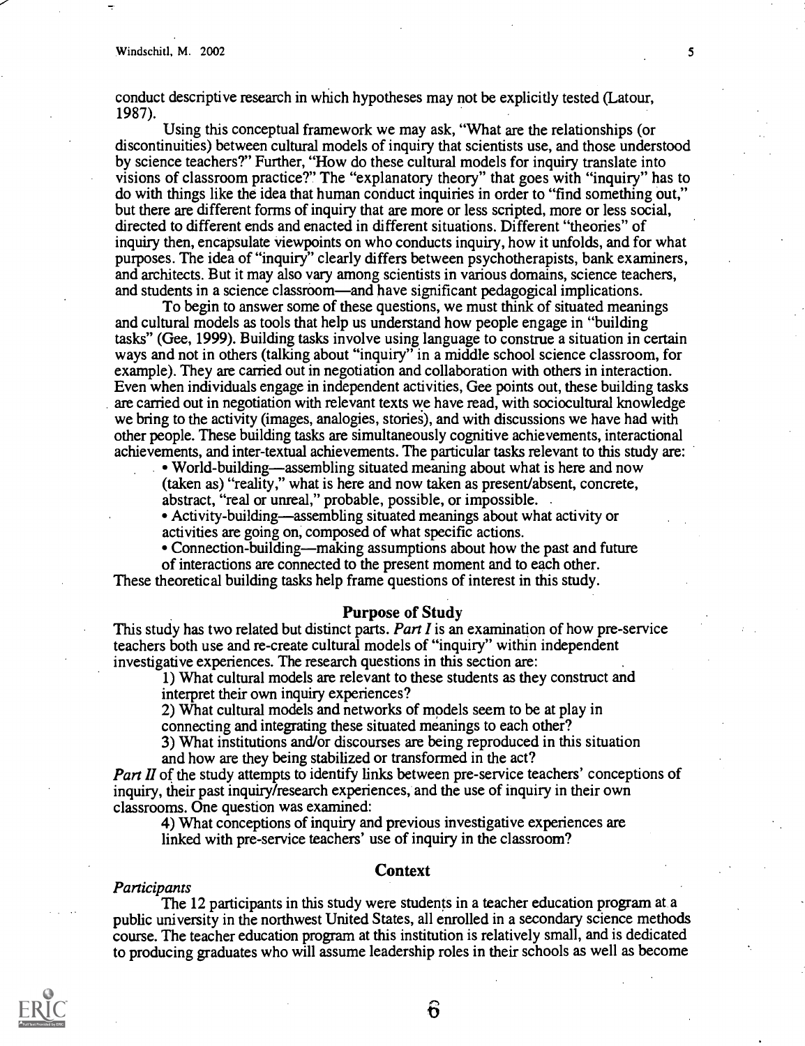conduct descriptive research in which hypotheses may not be explicitly tested (Latour, 1987).

Using this conceptual framework we may ask, "What are the relationships (or discontinuities) between cultural models of inquiry that scientists use, and those understood by science teachers?" Further, "How do these cultural models for inquiry translate into visions of classroom practice?" The "explanatory theory" that goes with "inquiry" has to do with things like the idea that human conduct inquiries in order to "find something out," but there are different forms of inquiry that are more or less scripted, more or less social, directed to different ends and enacted in different situations. Different "theories" of inquiry then, encapsulate viewpoints on who conducts inquiry, how it unfolds, and for what purposes. The idea of "inquiry" clearly differs between psychotherapists, bank examiners, and architects. But it may also vary among scientists in various domains, science teachers, and students in a science classroom—and have significant pedagogical implications.

To begin to answer some of these questions, we must think of situated meanings and cultural models as tools that help us understand how people engage in "building tasks" (Gee, 1999). Building tasks involve using language to construe a situation in certain ways and not in others (talking about "inquiry" in a middle school science classroom, for example). They are carried out in negotiation and collaboration with others in interaction. Even when individuals engage in independent activities, Gee points out, these building tasks are carried out in negotiation with relevant texts we have read, with sociocultural knowledge we bring to the activity (images, analogies, stories), and with discussions we have had with other people. These building tasks are simultaneously cognitive achievements, interactional achievements, and inter-textual achievements. The particular tasks relevant to this study are:

- World-building—assembling situated meaning about what is here and now (taken as) "reality," what is here and now taken as present/absent, concrete, abstract, "real or unreal," probable, possible, or impossible.
- Activity-building—assembling situated meanings about what activity or activities are going on, composed of what specific actions.
- Connection-building—making assumptions about how the past and future of interactions are connected to the present moment and to each other.

These theoretical building tasks help frame questions of interest in this study.

## Purpose of Study

This study has two related but distinct parts. *Part I* is an examination of how pre-service teachers both use and re-create cultural models of "inquiry" within independent investigative experiences. The research questions in this section are:

1) What cultural models are relevant to these students as they construct and interpret their own inquiry experiences?

2) What cultural models and networks of models seem to be at play in connecting and integrating these situated meanings to each other?

3) What institutions and/or discourses are being reproduced in this situation and how are they being stabilized or transformed in the act?

*Part II* of the study attempts to identify links between pre-service teachers' conceptions of inquiry, their past inquiry/research experiences, and the use of inquiry in their own classrooms. One question was examined:

4) What conceptions of inquiry and previous investigative experiences are linked with pre-service teachers' use of inquiry in the classroom?

## Context

### *Participants*

The 12 participants in this study were students in a teacher education program at a public university in the northwest United States, all enrolled in a secondary science methods course. The teacher education program at this institution is relatively small, and is dedicated to producing graduates who will assume leadership roles in their schools as well as become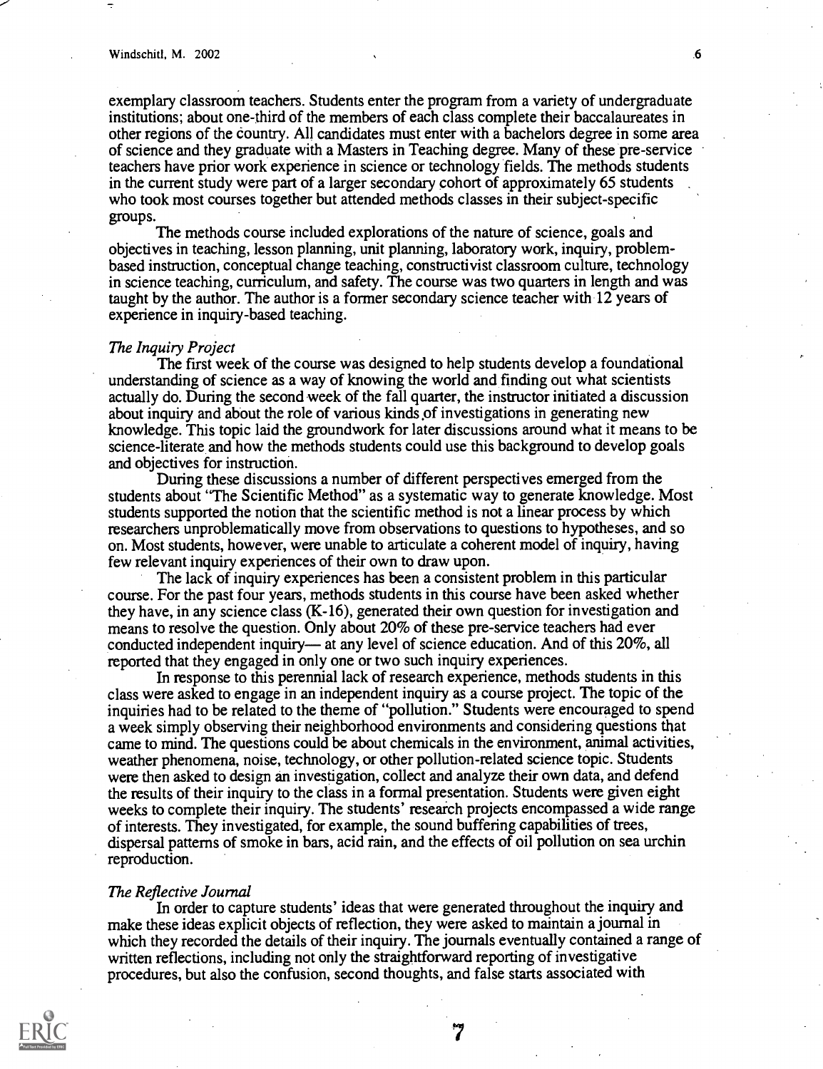exemplary classroom teachers. Students enter the program from a variety of undergraduate institutions; about one-third of the members of each class complete their baccalaureates in other regions of the country. All candidates must enter with a bachelors degree in some area of science and they graduate with a Masters in Teaching degree. Many of these pre-service teachers have prior work experience in science or technology fields. The methods students in the current study were part of a larger secondary cohort of approximately 65 students who took most courses together but attended methods classes in their subject-specific groups.

The methods course included explorations of the nature of science, goals and objectives in teaching, lesson planning, unit planning, laboratory work, inquiry, problem-based instruction, conceptual change teaching, constructivist classroom culture, technology in science teaching, curriculum, and safety. The course was two quarters in length and was taught by the author. The author is a former secondary science teacher with 12 years of experience in inquiry-based teaching.

### *The Inquiry Project*

The first week of the course was designed to help students develop a foundational understanding of science as a way of knowing the world and finding out what scientists actually do. During the second week of the fall quarter, the instructor initiated a discussion about inquiry and about the role of various kinds of investigations in generating new knowledge. This topic laid the groundwork for later discussions around what it means to be science-literate and how the methods students could use this background to develop goals and objectives for instruction.

During these discussions a number of different perspectives emerged from the students about "The Scientific Method" as a systematic way to generate knowledge. Most students supported the notion that the scientific method is not a linear process by which researchers unproblematically move from observations to questions to hypotheses, and so on. Most students, however, were unable to articulate a coherent model of inquiry, having few relevant inquiry experiences of their own to draw upon.

The lack of inquiry experiences has been a consistent problem in this particular course. For the past four years, methods students in this course have been asked whether they have, in any science class (K-16), generated their own question for investigation and means to resolve the question. Only about 20% of these pre-service teachers had ever conducted independent inquiry— at any level of science education. And of this 20%, all reported that they engaged in only one or two such inquiry experiences.

In response to this perennial lack of research experience, methods students in this class were asked to engage in an independent inquiry as a course project. The topic of the inquiries had to be related to the theme of "pollution." Students were encouraged to spend a week simply observing their neighborhood environments and considering questions that came to mind. The questions could be about chemicals in the environment, animal activities, weather phenomena, noise, technology, or other pollution-related science topic. Students were then asked to design an investigation, collect and analyze their own data, and defend the results of their inquiry to the class in a formal presentation. Students were given eight weeks to complete their inquiry. The students' research projects encompassed a wide range of interests. They investigated, for example, the sound buffering capabilities of trees, dispersal patterns of smoke in bars, acid rain, and the effects of oil pollution on sea urchin reproduction.

### *The Reflective Journal*

In order to capture students' ideas that were generated throughout the inquiry and make these ideas explicit objects of reflection, they were asked to maintain a journal in which they recorded the details of their inquiry. The journals eventually contained a range of written reflections, including not only the straightforward reporting of investigative procedures, but also the confusion, second thoughts, and false starts associated with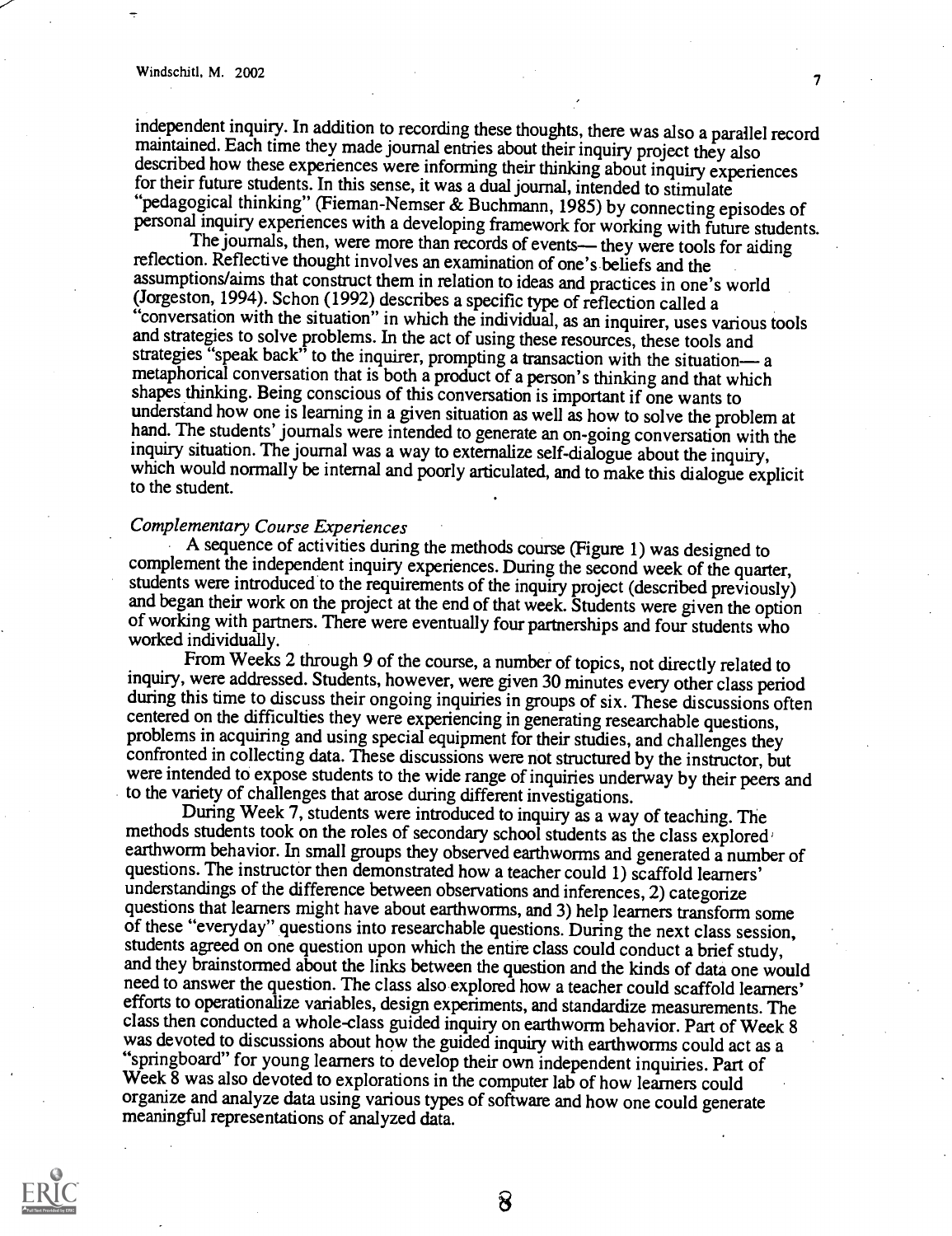independent inquiry. In addition to recording these thoughts, there was also a parallel record maintained. Each time they made journal entries about their inquiry project they also described how these experiences were informing their thinking about inquiry experiences for their future students. In this sense, it was a dual journal, intended to stimulate "pedagogical thinking" (Fieman-Nemser & Buchmann, 1985) by connecting episodes of personal inquiry experiences with a developing framework for working with future students.

The journals, then, were more than records of events— they were tools for aiding reflection. Reflective thought involves an examination of one's beliefs and the assumptions/aims that construct them in relation to ideas and practices in one's world (Jorgeston, 1994). Schon (1992) describes a specific type of reflection called a "conversation with the situation" in which the individual, as an inquirer, uses various tools and strategies to solve problems. In the act of using these resources, these tools and strategies "speak back" to the inquirer, prompting a transaction with the situation— a metaphorical conversation that is both a product of a person's thinking and that which shapes thinking. Being conscious of this conversation is important if one wants to understand how one is learning in a given situation as well as how to solve the problem at hand. The students' journals were intended to generate an on-going conversation with the inquiry situation. The journal was a way to externalize self-dialogue about the inquiry, which would normally be internal and poorly articulated, and to make this dialogue explicit to the student.

*Complementary Course Experiences*

A sequence of activities during the methods course (Figure 1) was designed to complement the independent inquiry experiences. During the second week of the quarter, students were introduced to the requirements of the inquiry project (described previously) and began their work on the project at the end of that week. Students were given the option of working with partners. There were eventually four partnerships and four students who worked individually.

From Weeks 2 through 9 of the course, a number of topics, not directly related to inquiry, were addressed. Students, however, were given 30 minutes every other class period during this time to discuss their ongoing inquiries in groups of six. These discussions often centered on the difficulties they were experiencing in generating researchable questions, problems in acquiring and using special equipment for their studies, and challenges they confronted in collecting data. These discussions were not structured by the instructor, but were intended to expose students to the wide range of inquiries underway by their peers and to the variety of challenges that arose during different investigations.

During Week 7, students were introduced to inquiry as a way of teaching. The methods students took on the roles of secondary school students as the class explored earthworm behavior. In small groups they observed earthworms and generated a number of questions. The instructor then demonstrated how a teacher could 1) scaffold learners' understandings of the difference between observations and inferences, 2) categorize questions that learners might have about earthworms, and 3) help learners transform some of these "everyday" questions into researchable questions. During the next class session, students agreed on one question upon which the entire class could conduct a brief study, and they brainstormed about the links between the question and the kinds of data one would need to answer the question. The class also explored how a teacher could scaffold learners' efforts to operationalize variables, design experiments, and standardize measurements. The class then conducted a whole-class guided inquiry on earthworm behavior. Part of Week 8 was devoted to discussions about how the guided inquiry with earthworms could act as a "springboard" for young learners to develop their own independent inquiries. Part of Week 8 was also devoted to explorations in the computer lab of how learners could organize and analyze data using various types of software and how one could generate meaningful representations of analyzed data.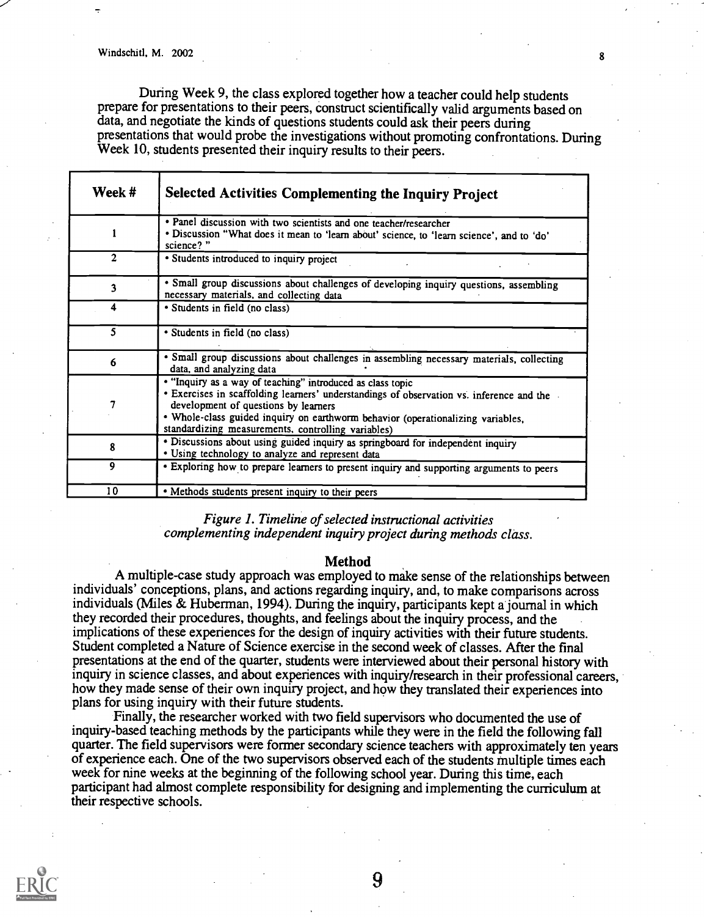During Week 9, the class explored together how a teacher could help students prepare for presentations to their peers, construct scientifically valid arguments based on data, and negotiate the kinds of questions students could ask their peers during presentations that would probe the investigations without promoting confrontations. During Week 10, students presented their inquiry results to their peers.

| Week # | Selected Activities Complementing the Inquiry Project |
|---|---|
| 1 | • Panel discussion with two scientists and one teacher/researcher<br>• Discussion "What does it mean to 'learn about' science, to 'learn science', and to 'do' science? " |
| 2 | • Students introduced to inquiry project |
| 3 | • Small group discussions about challenges of developing inquiry questions, assembling necessary materials, and collecting data |
| 4 | • Students in field (no class) |
| 5 | • Students in field (no class) |
| 6 | • Small group discussions about challenges in assembling necessary materials, collecting data, and analyzing data |
| 7 | • "Inquiry as a way of teaching" introduced as class topic<br>• Exercises in scaffolding learners' understandings of observation vs. inference and the development of questions by learners<br>• Whole-class guided inquiry on earthworm behavior (operationalizing variables, standardizing measurements, controlling variables) |
| 8 | • Discussions about using guided inquiry as springboard for independent inquiry<br>• Using technology to analyze and represent data |
| 9 | • Exploring how to prepare learners to present inquiry and supporting arguments to peers |
| 10 | • Methods students present inquiry to their peers |

*Figure 1. Timeline of selected instructional activities complementing independent inquiry project during methods class.*

## Method

A multiple-case study approach was employed to make sense of the relationships between individuals' conceptions, plans, and actions regarding inquiry, and, to make comparisons across individuals (Miles & Huberman, 1994). During the inquiry, participants kept a journal in which they recorded their procedures, thoughts, and feelings about the inquiry process, and the implications of these experiences for the design of inquiry activities with their future students. Student completed a Nature of Science exercise in the second week of classes. After the final presentations at the end of the quarter, students were interviewed about their personal history with inquiry in science classes, and about experiences with inquiry/research in their professional careers, how they made sense of their own inquiry project, and how they translated their experiences into plans for using inquiry with their future students.

Finally, the researcher worked with two field supervisors who documented the use of inquiry-based teaching methods by the participants while they were in the field the following fall quarter. The field supervisors were former secondary science teachers with approximately ten years of experience each. One of the two supervisors observed each of the students multiple times each week for nine weeks at the beginning of the following school year. During this time, each participant had almost complete responsibility for designing and implementing the curriculum at their respective schools.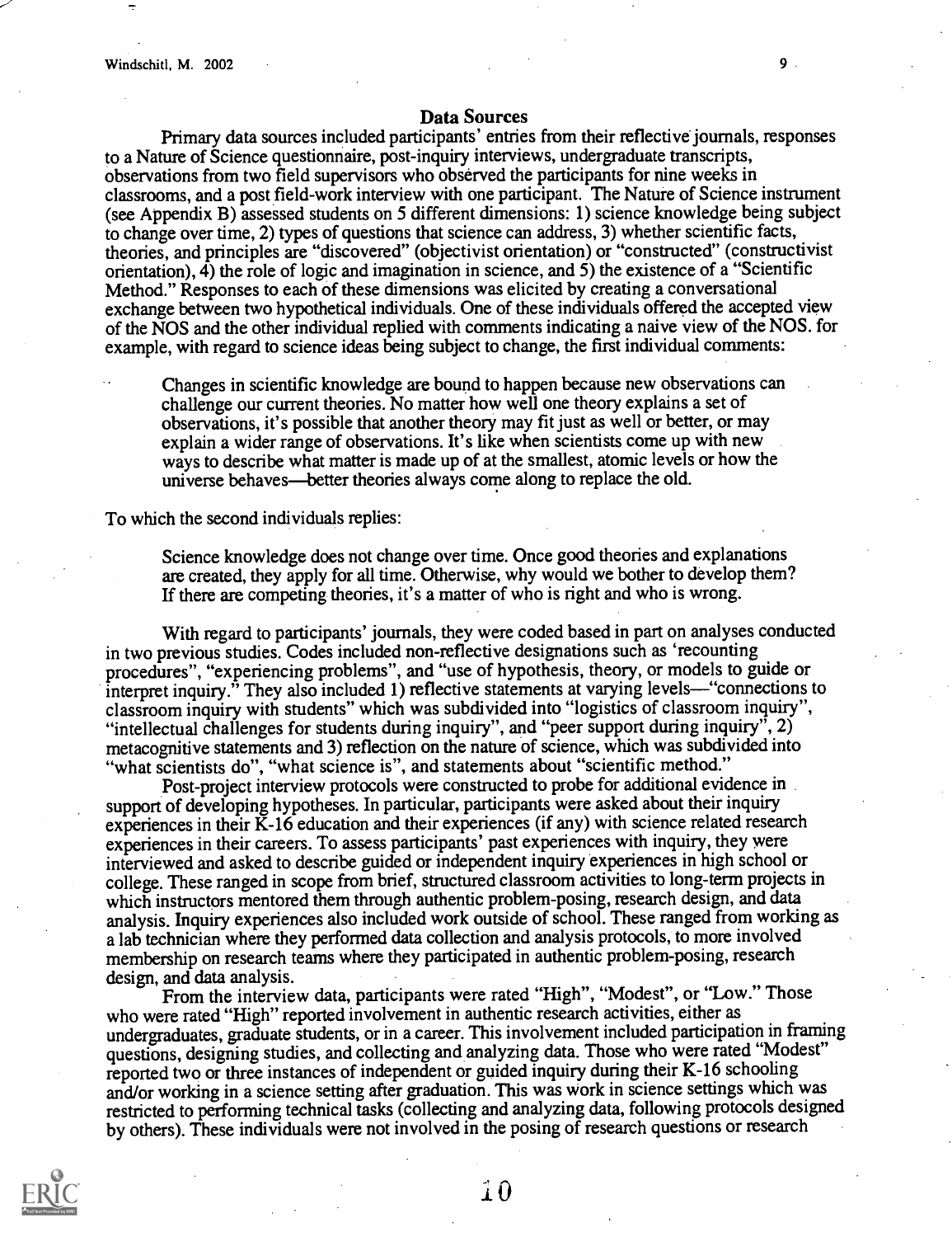## Data Sources

Primary data sources included participants' entries from their reflective journals, responses to a Nature of Science questionnaire, post-inquiry interviews, undergraduate transcripts, observations from two field supervisors who observed the participants for nine weeks in classrooms, and a post field-work interview with one participant. The Nature of Science instrument (see Appendix B) assessed students on 5 different dimensions: 1) science knowledge being subject to change over time, 2) types of questions that science can address, 3) whether scientific facts, theories, and principles are "discovered" (objectivist orientation) or "constructed" (constructivist orientation), 4) the role of logic and imagination in science, and 5) the existence of a "Scientific Method." Responses to each of these dimensions was elicited by creating a conversational exchange between two hypothetical individuals. One of these individuals offered the accepted view of the NOS and the other individual replied with comments indicating a naive view of the NOS. for example, with regard to science ideas being subject to change, the first individual comments:

> Changes in scientific knowledge are bound to happen because new observations can challenge our current theories. No matter how well one theory explains a set of observations, it's possible that another theory may fit just as well or better, or may explain a wider range of observations. It's like when scientists come up with new ways to describe what matter is made up of at the smallest, atomic levels or how the universe behaves—better theories always come along to replace the old.

To which the second individuals replies:

> Science knowledge does not change over time. Once good theories and explanations are created, they apply for all time. Otherwise, why would we bother to develop them? If there are competing theories, it's a matter of who is right and who is wrong.

With regard to participants' journals, they were coded based in part on analyses conducted in two previous studies. Codes included non-reflective designations such as 'recounting procedures", "experiencing problems", and "use of hypothesis, theory, or models to guide or interpret inquiry." They also included 1) reflective statements at varying levels—"connections to classroom inquiry with students" which was subdivided into "logistics of classroom inquiry", "intellectual challenges for students during inquiry", and "peer support during inquiry", 2) metacognitive statements and 3) reflection on the nature of science, which was subdivided into "what scientists do", "what science is", and statements about "scientific method."

Post-project interview protocols were constructed to probe for additional evidence in support of developing hypotheses. In particular, participants were asked about their inquiry experiences in their K-16 education and their experiences (if any) with science related research experiences in their careers. To assess participants' past experiences with inquiry, they were interviewed and asked to describe guided or independent inquiry experiences in high school or college. These ranged in scope from brief, structured classroom activities to long-term projects in which instructors mentored them through authentic problem-posing, research design, and data analysis. Inquiry experiences also included work outside of school. These ranged from working as a lab technician where they performed data collection and analysis protocols, to more involved membership on research teams where they participated in authentic problem-posing, research design, and data analysis.

From the interview data, participants were rated "High", "Modest", or "Low." Those who were rated "High" reported involvement in authentic research activities, either as undergraduates, graduate students, or in a career. This involvement included participation in framing questions, designing studies, and collecting and analyzing data. Those who were rated "Modest" reported two or three instances of independent or guided inquiry during their K-16 schooling and/or working in a science setting after graduation. This was work in science settings which was restricted to performing technical tasks (collecting and analyzing data, following protocols designed by others). These individuals were not involved in the posing of research questions or research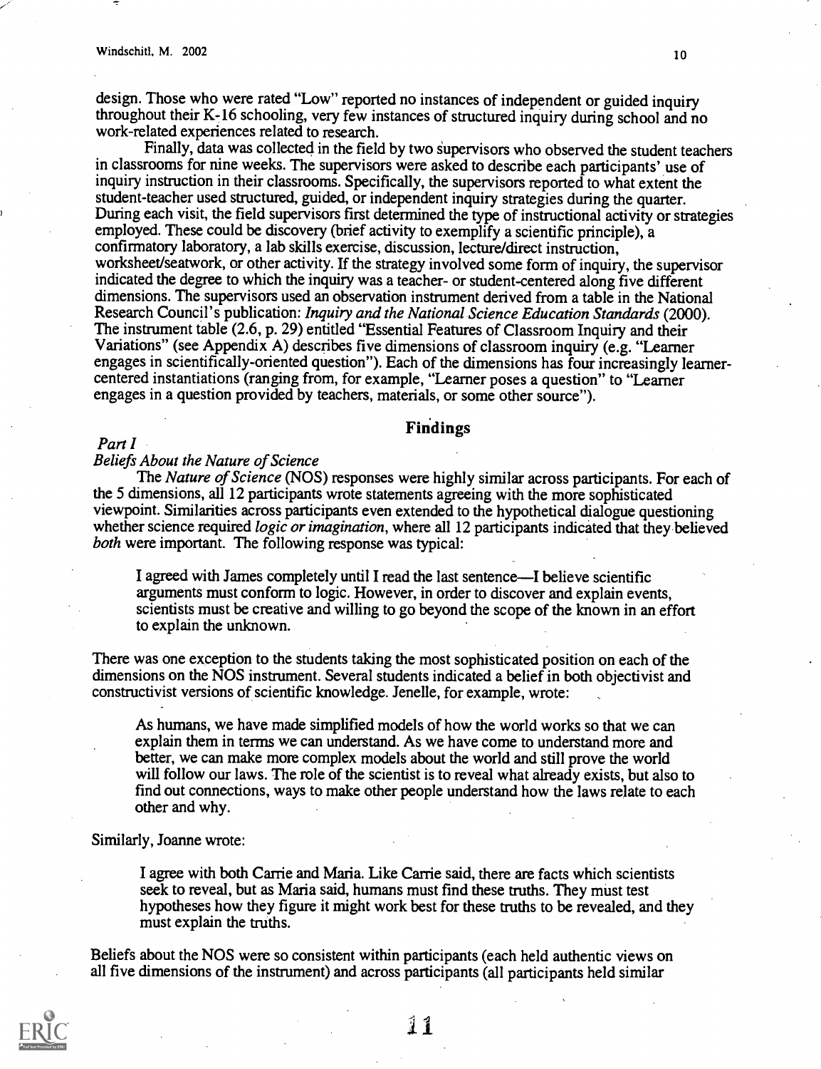design. Those who were rated "Low" reported no instances of independent or guided inquiry throughout their K-16 schooling, very few instances of structured inquiry during school and no work-related experiences related to research.

Finally, data was collected in the field by two supervisors who observed the student teachers in classrooms for nine weeks. The supervisors were asked to describe each participants' use of inquiry instruction in their classrooms. Specifically, the supervisors reported to what extent the student-teacher used structured, guided, or independent inquiry strategies during the quarter. During each visit, the field supervisors first determined the type of instructional activity or strategies employed. These could be discovery (brief activity to exemplify a scientific principle), a confirmatory laboratory, a lab skills exercise, discussion, lecture/direct instruction, worksheet/seatwork, or other activity. If the strategy involved some form of inquiry, the supervisor indicated the degree to which the inquiry was a teacher- or student-centered along five different dimensions. The supervisors used an observation instrument derived from a table in the National Research Council's publication: *Inquiry and the National Science Education Standards* (2000). The instrument table (2.6, p. 29) entitled "Essential Features of Classroom Inquiry and their Variations" (see Appendix A) describes five dimensions of classroom inquiry (e.g. "Learner engages in scientifically-oriented question"). Each of the dimensions has four increasingly learner-centered instantiations (ranging from, for example, "Learner poses a question" to "Learner engages in a question provided by teachers, materials, or some other source").

## Findings

*Part I*

*Beliefs About the Nature of Science*

The *Nature of Science* (NOS) responses were highly similar across participants. For each of the 5 dimensions, all 12 participants wrote statements agreeing with the more sophisticated viewpoint. Similarities across participants even extended to the hypothetical dialogue questioning whether science required *logic or imagination*, where all 12 participants indicated that they believed *both* were important. The following response was typical:

> I agreed with James completely until I read the last sentence—I believe scientific arguments must conform to logic. However, in order to discover and explain events, scientists must be creative and willing to go beyond the scope of the known in an effort to explain the unknown.

There was one exception to the students taking the most sophisticated position on each of the dimensions on the NOS instrument. Several students indicated a belief in both objectivist and constructivist versions of scientific knowledge. Jenelle, for example, wrote:

> As humans, we have made simplified models of how the world works so that we can explain them in terms we can understand. As we have come to understand more and better, we can make more complex models about the world and still prove the world will follow our laws. The role of the scientist is to reveal what already exists, but also to find out connections, ways to make other people understand how the laws relate to each other and why.

Similarly, Joanne wrote:

> I agree with both Carrie and Maria. Like Carrie said, there are facts which scientists seek to reveal, but as Maria said, humans must find these truths. They must test hypotheses how they figure it might work best for these truths to be revealed, and they must explain the truths.

Beliefs about the NOS were so consistent within participants (each held authentic views on all five dimensions of the instrument) and across participants (all participants held similar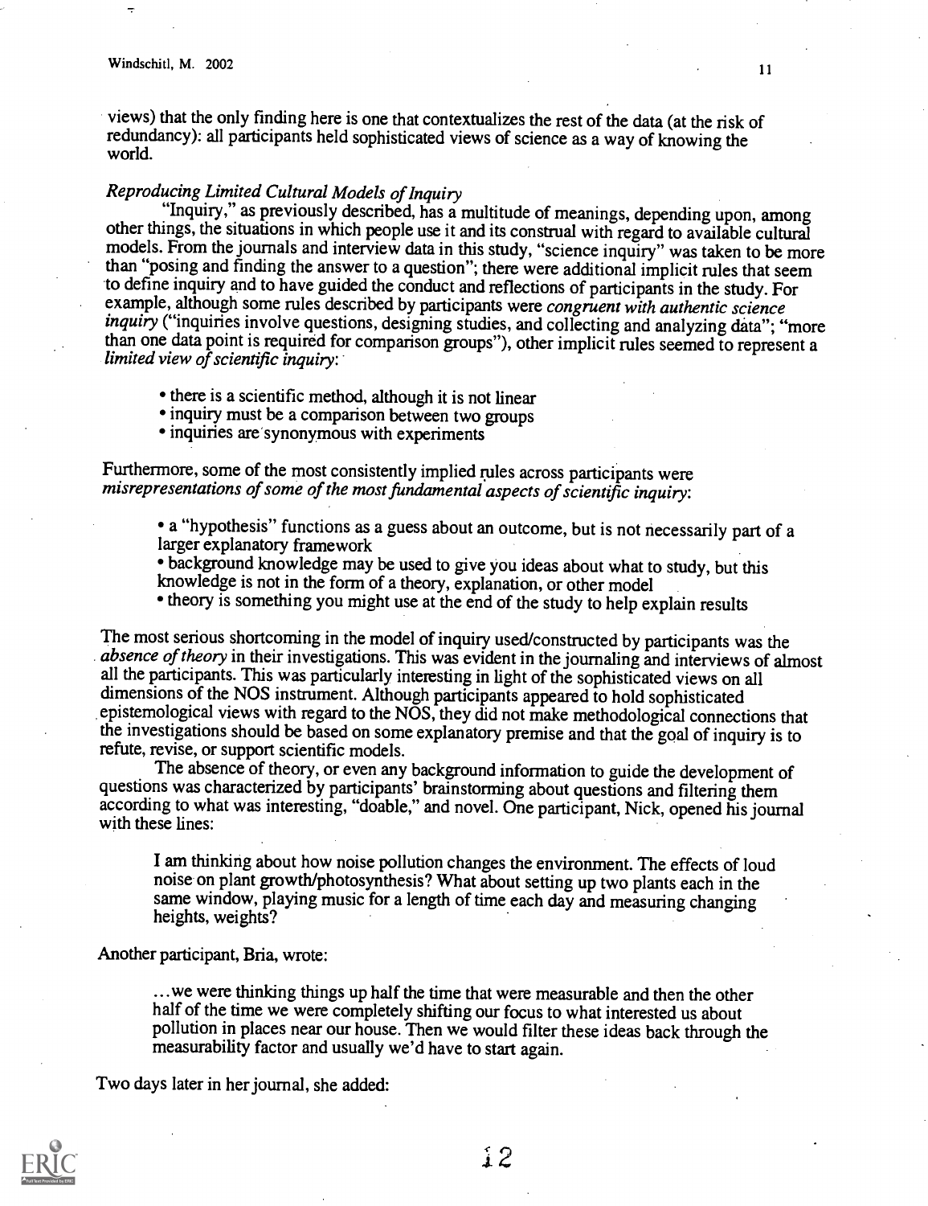views) that the only finding here is one that contextualizes the rest of the data (at the risk of redundancy): all participants held sophisticated views of science as a way of knowing the world.

*Reproducing Limited Cultural Models of Inquiry*

"Inquiry," as previously described, has a multitude of meanings, depending upon, among other things, the situations in which people use it and its construal with regard to available cultural models. From the journals and interview data in this study, "science inquiry" was taken to be more than "posing and finding the answer to a question"; there were additional implicit rules that seem to define inquiry and to have guided the conduct and reflections of participants in the study. For example, although some rules described by participants were *congruent with authentic science inquiry* ("inquiries involve questions, designing studies, and collecting and analyzing data"; "more than one data point is required for comparison groups"), other implicit rules seemed to represent a *limited view of scientific inquiry*:

- there is a scientific method, although it is not linear
- inquiry must be a comparison between two groups
- inquiries are synonymous with experiments

Furthermore, some of the most consistently implied rules across participants were *misrepresentations of some of the most fundamental aspects of scientific inquiry*:

- a "hypothesis" functions as a guess about an outcome, but is not necessarily part of a larger explanatory framework
- background knowledge may be used to give you ideas about what to study, but this knowledge is not in the form of a theory, explanation, or other model
- theory is something you might use at the end of the study to help explain results

The most serious shortcoming in the model of inquiry used/constructed by participants was the *absence of theory* in their investigations. This was evident in the journaling and interviews of almost all the participants. This was particularly interesting in light of the sophisticated views on all dimensions of the NOS instrument. Although participants appeared to hold sophisticated epistemological views with regard to the NOS, they did not make methodological connections that the investigations should be based on some explanatory premise and that the goal of inquiry is to refute, revise, or support scientific models.

The absence of theory, or even any background information to guide the development of questions was characterized by participants' brainstorming about questions and filtering them according to what was interesting, "doable," and novel. One participant, Nick, opened his journal with these lines:

> I am thinking about how noise pollution changes the environment. The effects of loud noise on plant growth/photosynthesis? What about setting up two plants each in the same window, playing music for a length of time each day and measuring changing heights, weights?

Another participant, Bria, wrote:

> ...we were thinking things up half the time that were measurable and then the other half of the time we were completely shifting our focus to what interested us about pollution in places near our house. Then we would filter these ideas back through the measurability factor and usually we'd have to start again.

Two days later in her journal, she added: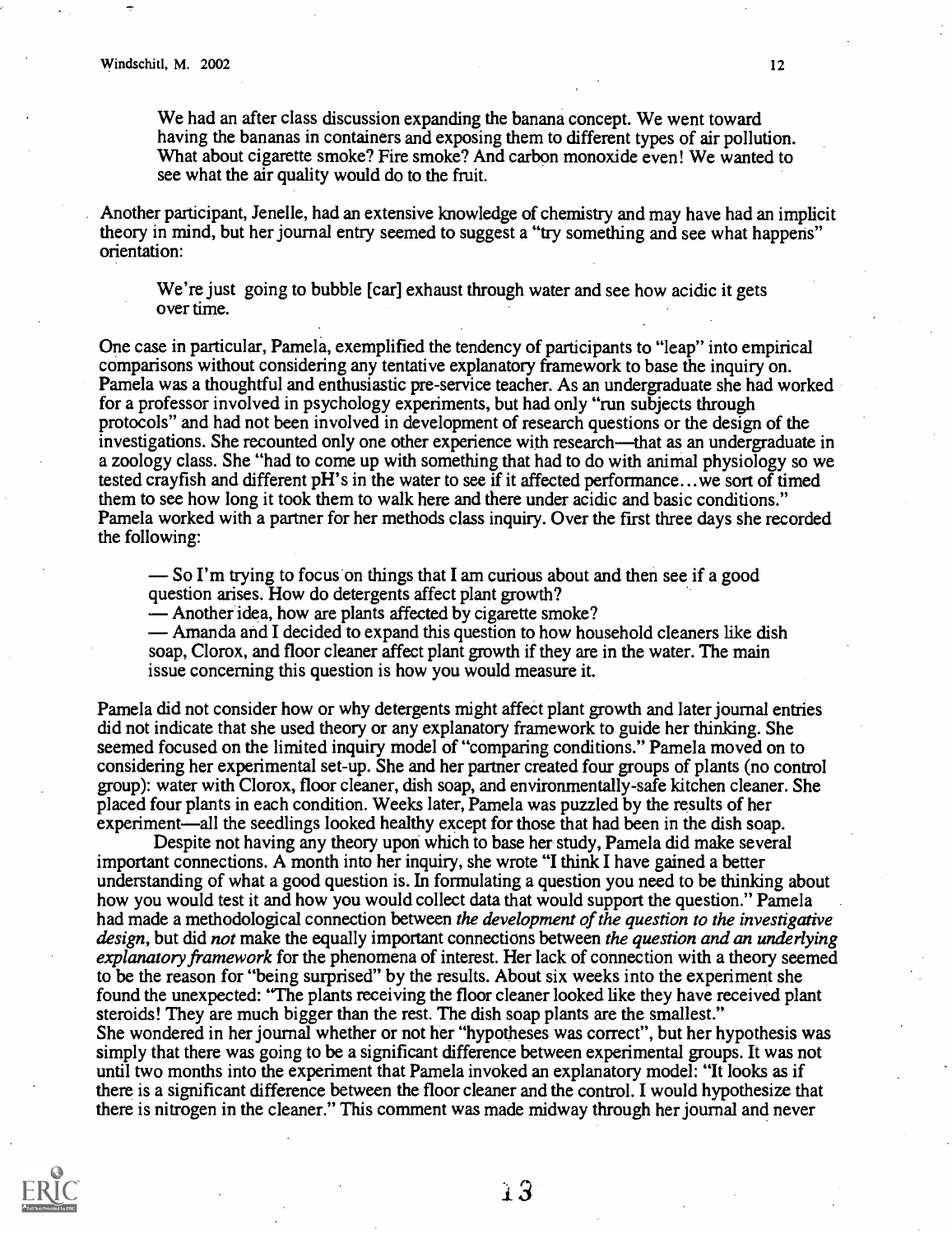> We had an after class discussion expanding the banana concept. We went toward having the bananas in containers and exposing them to different types of air pollution. What about cigarette smoke? Fire smoke? And carbon monoxide even! We wanted to see what the air quality would do to the fruit.

Another participant, Jenelle, had an extensive knowledge of chemistry and may have had an implicit theory in mind, but her journal entry seemed to suggest a "try something and see what happens" orientation:

> We're just going to bubble [car] exhaust through water and see how acidic it gets over time.

One case in particular, Pamela, exemplified the tendency of participants to "leap" into empirical comparisons without considering any tentative explanatory framework to base the inquiry on. Pamela was a thoughtful and enthusiastic pre-service teacher. As an undergraduate she had worked for a professor involved in psychology experiments, but had only "run subjects through protocols" and had not been involved in development of research questions or the design of the investigations. She recounted only one other experience with research—that as an undergraduate in a zoology class. She "had to come up with something that had to do with animal physiology so we tested crayfish and different pH's in the water to see if it affected performance…we sort of timed them to see how long it took them to walk here and there under acidic and basic conditions." Pamela worked with a partner for her methods class inquiry. Over the first three days she recorded the following:

> — So I'm trying to focus on things that I am curious about and then see if a good question arises. How do detergents affect plant growth?
> — Another idea, how are plants affected by cigarette smoke?
> — Amanda and I decided to expand this question to how household cleaners like dish soap, Clorox, and floor cleaner affect plant growth if they are in the water. The main issue concerning this question is how you would measure it.

Pamela did not consider how or why detergents might affect plant growth and later journal entries did not indicate that she used theory or any explanatory framework to guide her thinking. She seemed focused on the limited inquiry model of "comparing conditions." Pamela moved on to considering her experimental set-up. She and her partner created four groups of plants (no control group): water with Clorox, floor cleaner, dish soap, and environmentally-safe kitchen cleaner. She placed four plants in each condition. Weeks later, Pamela was puzzled by the results of her experiment—all the seedlings looked healthy except for those that had been in the dish soap.

Despite not having any theory upon which to base her study, Pamela did make several important connections. A month into her inquiry, she wrote "I think I have gained a better understanding of what a good question is. In formulating a question you need to be thinking about how you would test it and how you would collect data that would support the question." Pamela had made a methodological connection between *the development of the question to the investigative design*, but did *not* make the equally important connections between *the question and an underlying explanatory framework* for the phenomena of interest. Her lack of connection with a theory seemed to be the reason for "being surprised" by the results. About six weeks into the experiment she found the unexpected: "The plants receiving the floor cleaner looked like they have received plant steroids! They are much bigger than the rest. The dish soap plants are the smallest."
She wondered in her journal whether or not her "hypotheses was correct", but her hypothesis was simply that there was going to be a significant difference between experimental groups. It was not until two months into the experiment that Pamela invoked an explanatory model: "It looks as if there is a significant difference between the floor cleaner and the control. I would hypothesize that there is nitrogen in the cleaner." This comment was made midway through her journal and never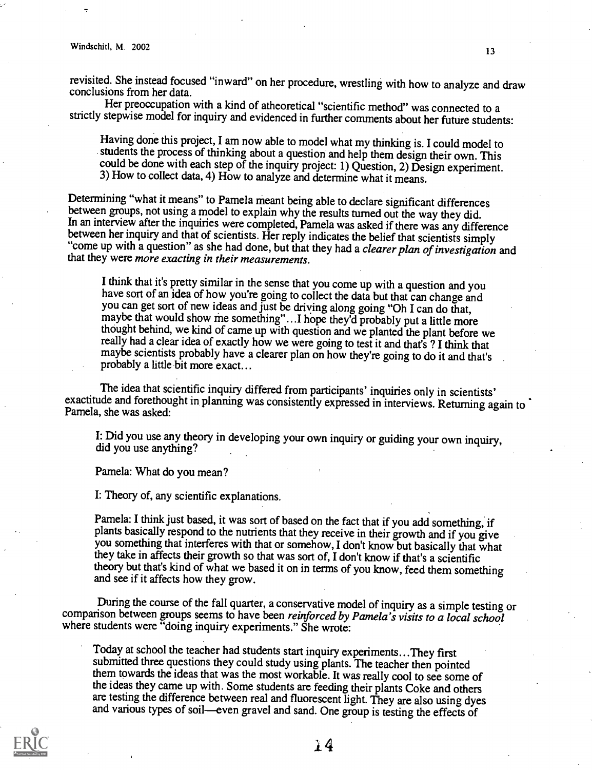revisited. She instead focused "inward" on her procedure, wrestling with how to analyze and draw conclusions from her data.

Her preoccupation with a kind of atheoretical "scientific method" was connected to a strictly stepwise model for inquiry and evidenced in further comments about her future students:

> Having done this project, I am now able to model what my thinking is. I could model to students the process of thinking about a question and help them design their own. This could be done with each step of the inquiry project: 1) Question, 2) Design experiment. 3) How to collect data, 4) How to analyze and determine what it means.

Determining "what it means" to Pamela meant being able to declare significant differences between groups, not using a model to explain why the results turned out the way they did. In an interview after the inquiries were completed, Pamela was asked if there was any difference between her inquiry and that of scientists. Her reply indicates the belief that scientists simply "come up with a question" as she had done, but that they had a *clearer plan of investigation* and that they were *more exacting in their measurements*.

> I think that it's pretty similar in the sense that you come up with a question and you have sort of an idea of how you're going to collect the data but that can change and you can get sort of new ideas and just be driving along going "Oh I can do that, maybe that would show me something"...I hope they'd probably put a little more thought behind, we kind of came up with question and we planted the plant before we really had a clear idea of exactly how we were going to test it and that's ? I think that maybe scientists probably have a clearer plan on how they're going to do it and that's probably a little bit more exact...

The idea that scientific inquiry differed from participants' inquiries only in scientists' exactitude and forethought in planning was consistently expressed in interviews. Returning again to Pamela, she was asked:

> I: Did you use any theory in developing your own inquiry or guiding your own inquiry, did you use anything?
>
> Pamela: What do you mean?
>
> I: Theory of, any scientific explanations.
>
> Pamela: I think just based, it was sort of based on the fact that if you add something, if plants basically respond to the nutrients that they receive in their growth and if you give you something that interferes with that or somehow, I don't know but basically that what they take in affects their growth so that was sort of, I don't know if that's a scientific theory but that's kind of what we based it on in terms of you know, feed them something and see if it affects how they grow.

During the course of the fall quarter, a conservative model of inquiry as a simple testing or comparison between groups seems to have been *reinforced by Pamela's visits to a local school* where students were "doing inquiry experiments." She wrote:

> Today at school the teacher had students start inquiry experiments...They first submitted three questions they could study using plants. The teacher then pointed them towards the ideas that was the most workable. It was really cool to see some of the ideas they came up with. Some students are feeding their plants Coke and others are testing the difference between real and fluorescent light. They are also using dyes and various types of soil—even gravel and sand. One group is testing the effects of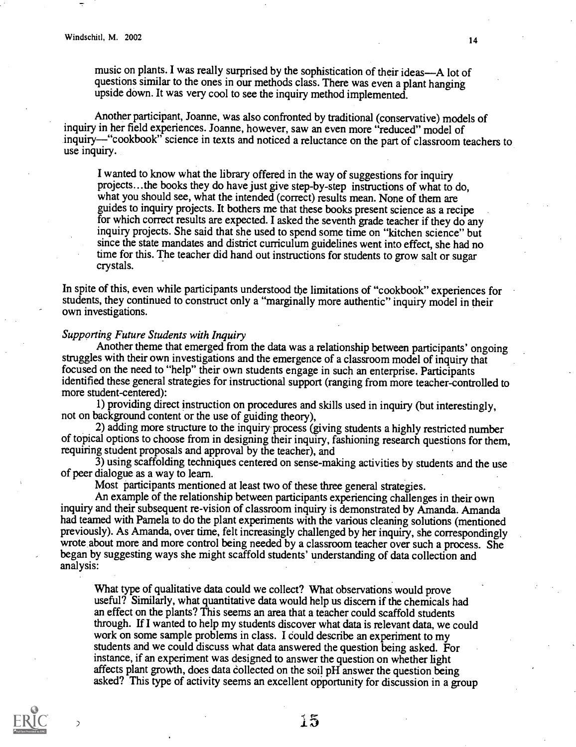music on plants. I was really surprised by the sophistication of their ideas—A lot of questions similar to the ones in our methods class. There was even a plant hanging upside down. It was very cool to see the inquiry method implemented.

Another participant, Joanne, was also confronted by traditional (conservative) models of inquiry in her field experiences. Joanne, however, saw an even more "reduced" model of inquiry—"cookbook" science in texts and noticed a reluctance on the part of classroom teachers to use inquiry.

> I wanted to know what the library offered in the way of suggestions for inquiry projects...the books they do have just give step-by-step instructions of what to do, what you should see, what the intended (correct) results mean. None of them are guides to inquiry projects. It bothers me that these books present science as a recipe for which correct results are expected. I asked the seventh grade teacher if they do any inquiry projects. She said that she used to spend some time on "kitchen science" but since the state mandates and district curriculum guidelines went into effect, she had no time for this. The teacher did hand out instructions for students to grow salt or sugar crystals.

In spite of this, even while participants understood the limitations of "cookbook" experiences for students, they continued to construct only a "marginally more authentic" inquiry model in their own investigations.

*Supporting Future Students with Inquiry*

Another theme that emerged from the data was a relationship between participants' ongoing struggles with their own investigations and the emergence of a classroom model of inquiry that focused on the need to "help" their own students engage in such an enterprise. Participants identified these general strategies for instructional support (ranging from more teacher-controlled to more student-centered):

1) providing direct instruction on procedures and skills used in inquiry (but interestingly, not on background content or the use of guiding theory),

2) adding more structure to the inquiry process (giving students a highly restricted number of topical options to choose from in designing their inquiry, fashioning research questions for them, requiring student proposals and approval by the teacher), and

3) using scaffolding techniques centered on sense-making activities by students and the use of peer dialogue as a way to learn.

Most participants mentioned at least two of these three general strategies.

An example of the relationship between participants experiencing challenges in their own inquiry and their subsequent re-vision of classroom inquiry is demonstrated by Amanda. Amanda had teamed with Pamela to do the plant experiments with the various cleaning solutions (mentioned previously). As Amanda, over time, felt increasingly challenged by her inquiry, she correspondingly wrote about more and more control being needed by a classroom teacher over such a process. She began by suggesting ways she might scaffold students' understanding of data collection and analysis:

> What type of qualitative data could we collect? What observations would prove useful? Similarly, what quantitative data would help us discern if the chemicals had an effect on the plants? This seems an area that a teacher could scaffold students through. If I wanted to help my students discover what data is relevant data, we could work on some sample problems in class. I could describe an experiment to my students and we could discuss what data answered the question being asked. For instance, if an experiment was designed to answer the question on whether light affects plant growth, does data collected on the soil pH answer the question being asked? This type of activity seems an excellent opportunity for discussion in a group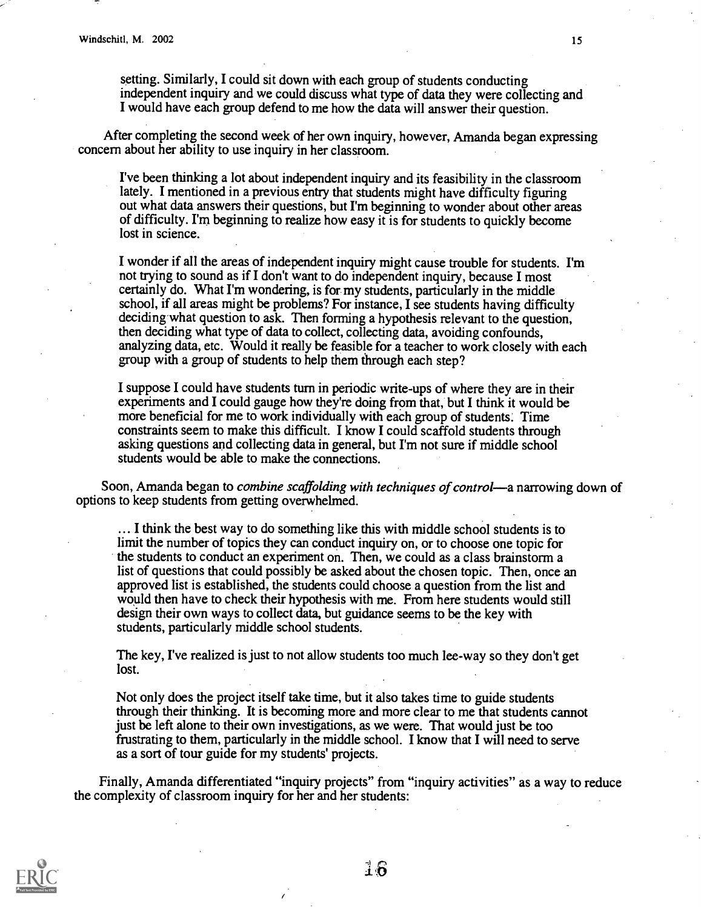setting. Similarly, I could sit down with each group of students conducting independent inquiry and we could discuss what type of data they were collecting and I would have each group defend to me how the data will answer their question.

After completing the second week of her own inquiry, however, Amanda began expressing concern about her ability to use inquiry in her classroom.

> I've been thinking a lot about independent inquiry and its feasibility in the classroom lately. I mentioned in a previous entry that students might have difficulty figuring out what data answers their questions, but I'm beginning to wonder about other areas of difficulty. I'm beginning to realize how easy it is for students to quickly become lost in science.
>
> I wonder if all the areas of independent inquiry might cause trouble for students. I'm not trying to sound as if I don't want to do independent inquiry, because I most certainly do. What I'm wondering, is for my students, particularly in the middle school, if all areas might be problems? For instance, I see students having difficulty deciding what question to ask. Then forming a hypothesis relevant to the question, then deciding what type of data to collect, collecting data, avoiding confounds, analyzing data, etc. Would it really be feasible for a teacher to work closely with each group with a group of students to help them through each step?
>
> I suppose I could have students turn in periodic write-ups of where they are in their experiments and I could gauge how they're doing from that, but I think it would be more beneficial for me to work individually with each group of students. Time constraints seem to make this difficult. I know I could scaffold students through asking questions and collecting data in general, but I'm not sure if middle school students would be able to make the connections.

Soon, Amanda began to *combine scaffolding with techniques of control*—a narrowing down of options to keep students from getting overwhelmed.

> ... I think the best way to do something like this with middle school students is to limit the number of topics they can conduct inquiry on, or to choose one topic for the students to conduct an experiment on. Then, we could as a class brainstorm a list of questions that could possibly be asked about the chosen topic. Then, once an approved list is established, the students could choose a question from the list and would then have to check their hypothesis with me. From here students would still design their own ways to collect data, but guidance seems to be the key with students, particularly middle school students.
>
> The key, I've realized is just to not allow students too much lee-way so they don't get lost.
>
> Not only does the project itself take time, but it also takes time to guide students through their thinking. It is becoming more and more clear to me that students cannot just be left alone to their own investigations, as we were. That would just be too frustrating to them, particularly in the middle school. I know that I will need to serve as a sort of tour guide for my students' projects.

Finally, Amanda differentiated "inquiry projects" from "inquiry activities" as a way to reduce the complexity of classroom inquiry for her and her students: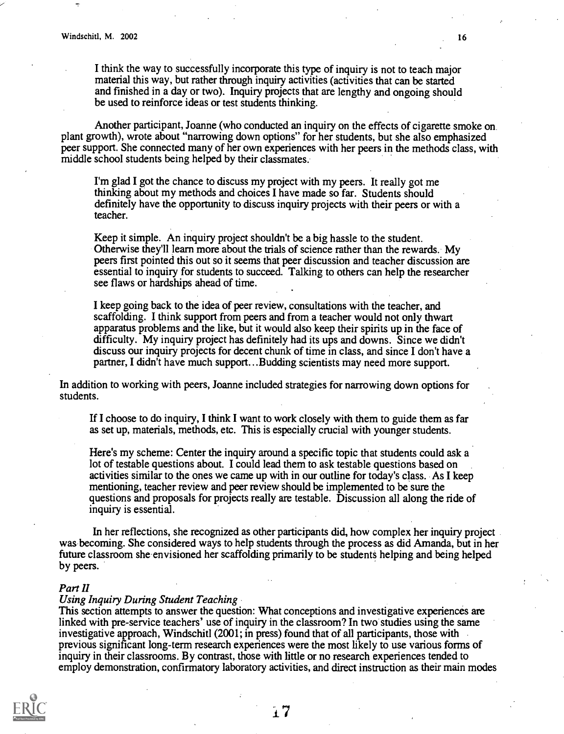> I think the way to successfully incorporate this type of inquiry is not to teach major material this way, but rather through inquiry activities (activities that can be started and finished in a day or two). Inquiry projects that are lengthy and ongoing should be used to reinforce ideas or test students thinking.

Another participant, Joanne (who conducted an inquiry on the effects of cigarette smoke on plant growth), wrote about "narrowing down options" for her students, but she also emphasized peer support. She connected many of her own experiences with her peers in the methods class, with middle school students being helped by their classmates.

> I'm glad I got the chance to discuss my project with my peers. It really got me thinking about my methods and choices I have made so far. Students should definitely have the opportunity to discuss inquiry projects with their peers or with a teacher.
>
> Keep it simple. An inquiry project shouldn't be a big hassle to the student. Otherwise they'll learn more about the trials of science rather than the rewards. My peers first pointed this out so it seems that peer discussion and teacher discussion are essential to inquiry for students to succeed. Talking to others can help the researcher see flaws or hardships ahead of time.
>
> I keep going back to the idea of peer review, consultations with the teacher, and scaffolding. I think support from peers and from a teacher would not only thwart apparatus problems and the like, but it would also keep their spirits up in the face of difficulty. My inquiry project has definitely had its ups and downs. Since we didn't discuss our inquiry projects for decent chunk of time in class, and since I don't have a partner, I didn't have much support...Budding scientists may need more support.

In addition to working with peers, Joanne included strategies for narrowing down options for students.

> If I choose to do inquiry, I think I want to work closely with them to guide them as far as set up, materials, methods, etc. This is especially crucial with younger students.
>
> Here's my scheme: Center the inquiry around a specific topic that students could ask a lot of testable questions about. I could lead them to ask testable questions based on activities similar to the ones we came up with in our outline for today's class. As I keep mentioning, teacher review and peer review should be implemented to be sure the questions and proposals for projects really are testable. Discussion all along the ride of inquiry is essential.

In her reflections, she recognized as other participants did, how complex her inquiry project was becoming. She considered ways to help students through the process as did Amanda, but in her future classroom she envisioned her scaffolding primarily to be students helping and being helped by peers.

### *Part II*

#### *Using Inquiry During Student Teaching*

This section attempts to answer the question: What conceptions and investigative experiences are linked with pre-service teachers' use of inquiry in the classroom? In two studies using the same investigative approach, Windschitl (2001; in press) found that of all participants, those with previous significant long-term research experiences were the most likely to use various forms of inquiry in their classrooms. By contrast, those with little or no research experiences tended to employ demonstration, confirmatory laboratory activities, and direct instruction as their main modes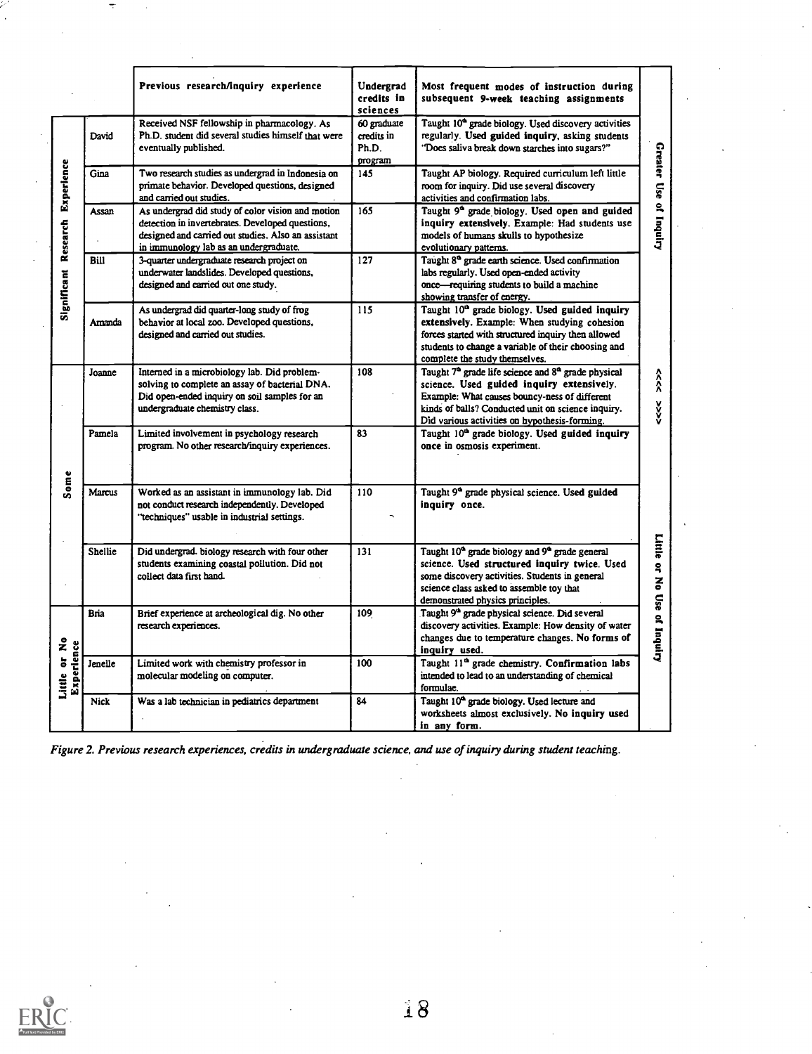| | | Previous research/inquiry experience | Undergrad credits in sciences | Most frequent modes of instruction during subsequent 9-week teaching assignments | |
|---|---|---|---|---|---|
| Significant Research Experience | David | Received NSF fellowship in pharmacology. As Ph.D. student did several studies himself that were eventually published. | 60 graduate credits in Ph.D. program | Taught 10th grade biology. Used discovery activities regularly. **Used guided inquiry**, asking students "Does saliva break down starches into sugars?" | Greater Use of Inquiry |
| | Gina | Two research studies as undergrad in Indonesia on primate behavior. Developed questions, designed and carried out studies. | 145 | Taught AP biology. Required curriculum left little room for inquiry. Did use several discovery activities and confirmation labs. | |
| | Assan | As undergrad did study of color vision and motion detection in invertebrates. Developed questions, designed and carried out studies. Also an assistant in immunology lab as an undergraduate. | 165 | Taught 9th grade biology. **Used open and guided inquiry extensively.** Example: Had students use models of humans skulls to hypothesize evolutionary patterns. | |
| | Bill | 3-quarter undergraduate research project on underwater landslides. Developed questions, designed and carried out one study. | 127 | Taught 8th grade earth science. Used confirmation labs regularly. Used open-ended activity once—requiring students to build a machine showing transfer of energy. | |
| | Amanda | As undergrad did quarter-long study of frog behavior at local zoo. Developed questions, designed and carried out studies. | 115 | Taught 10th grade biology. **Used guided inquiry extensively.** Example: When studying cohesion forces started with structured inquiry then allowed students to change a variable of their choosing and complete the study themselves. | |
| Some | Joanne | Interned in a microbiology lab. Did problem-solving to complete an assay of bacterial DNA. Did open-ended inquiry on soil samples for an undergraduate chemistry class. | 108 | Taught 7th grade life science and 8th grade physical science. **Used guided inquiry extensively.** Example: What causes bouncy-ness of different kinds of balls? Conducted unit on science inquiry. Did various activities on hypothesis-forming. | <<<< >>>> |
| | Pamela | Limited involvement in psychology research program. No other research/inquiry experiences. | 83 | Taught 10th grade biology. **Used guided inquiry once** in osmosis experiment. | |
| | Marcus | Worked as an assistant in immunology lab. Did not conduct research independently. Developed "techniques" usable in industrial settings. | 110 | Taught 9th grade physical science. **Used guided inquiry once.** | |
| | Shellie | Did undergrad. biology research with four other students examining coastal pollution. Did not collect data first hand. | 131 | Taught 10th grade biology and 9th grade general science. **Used structured inquiry twice.** Used some discovery activities. Students in general science class asked to assemble toy that demonstrated physics principles. | Little or No Use of Inquiry |
| Little or No Experience | Bria | Brief experience at archeological dig. No other research experiences. | 109 | Taught 9th grade physical science. Did several discovery activities. Example: How density of water changes due to temperature changes. **No forms of inquiry used.** | |
| | Jenelle | Limited work with chemistry professor in molecular modeling on computer. | 100 | Taught 11th grade chemistry. **Confirmation labs** intended to lead to an understanding of chemical formulae. | |
| | Nick | Was a lab technician in pediatrics department | 84 | Taught 10th grade biology. Used lecture and worksheets almost exclusively. **No inquiry used in any form.** | |

*Figure 2. Previous research experiences, credits in undergraduate science, and use of inquiry during student teaching.*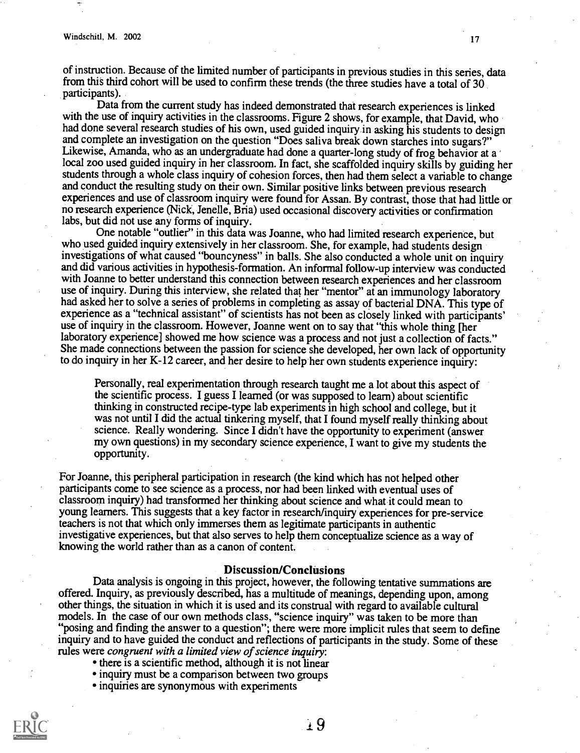of instruction. Because of the limited number of participants in previous studies in this series, data from this third cohort will be used to confirm these trends (the three studies have a total of 30 participants).

Data from the current study has indeed demonstrated that research experiences is linked with the use of inquiry activities in the classrooms. Figure 2 shows, for example, that David, who had done several research studies of his own, used guided inquiry in asking his students to design and complete an investigation on the question "Does saliva break down starches into sugars?" Likewise, Amanda, who as an undergraduate had done a quarter-long study of frog behavior at a local zoo used guided inquiry in her classroom. In fact, she scaffolded inquiry skills by guiding her students through a whole class inquiry of cohesion forces, then had them select a variable to change and conduct the resulting study on their own. Similar positive links between previous research experiences and use of classroom inquiry were found for Assan. By contrast, those that had little or no research experience (Nick, Jenelle, Bria) used occasional discovery activities or confirmation labs, but did not use any forms of inquiry.

One notable "outlier" in this data was Joanne, who had limited research experience, but who used guided inquiry extensively in her classroom. She, for example, had students design investigations of what caused "bouncyness" in balls. She also conducted a whole unit on inquiry and did various activities in hypothesis-formation. An informal follow-up interview was conducted with Joanne to better understand this connection between research experiences and her classroom use of inquiry. During this interview, she related that her "mentor" at an immunology laboratory had asked her to solve a series of problems in completing as assay of bacterial DNA. This type of experience as a "technical assistant" of scientists has not been as closely linked with participants' use of inquiry in the classroom. However, Joanne went on to say that "this whole thing [her laboratory experience] showed me how science was a process and not just a collection of facts." She made connections between the passion for science she developed, her own lack of opportunity to do inquiry in her K-12 career, and her desire to help her own students experience inquiry:

> Personally, real experimentation through research taught me a lot about this aspect of the scientific process. I guess I learned (or was supposed to learn) about scientific thinking in constructed recipe-type lab experiments in high school and college, but it was not until I did the actual tinkering myself, that I found myself really thinking about science. Really wondering. Since I didn't have the opportunity to experiment (answer my own questions) in my secondary science experience, I want to give my students the opportunity.

For Joanne, this peripheral participation in research (the kind which has not helped other participants come to see science as a process, nor had been linked with eventual uses of classroom inquiry) had transformed her thinking about science and what it could mean to young learners. This suggests that a key factor in research/inquiry experiences for pre-service teachers is not that which only immerses them as legitimate participants in authentic investigative experiences, but that also serves to help them conceptualize science as a way of knowing the world rather than as a canon of content.

## Discussion/Conclusions

Data analysis is ongoing in this project, however, the following tentative summations are offered. Inquiry, as previously described, has a multitude of meanings, depending upon, among other things, the situation in which it is used and its construal with regard to available cultural models. In the case of our own methods class, "science inquiry" was taken to be more than "posing and finding the answer to a question"; there were more implicit rules that seem to define inquiry and to have guided the conduct and reflections of participants in the study. Some of these rules were *congruent with a limited view of science inquiry*:

- there is a scientific method, although it is not linear
- inquiry must be a comparison between two groups
- inquiries are synonymous with experiments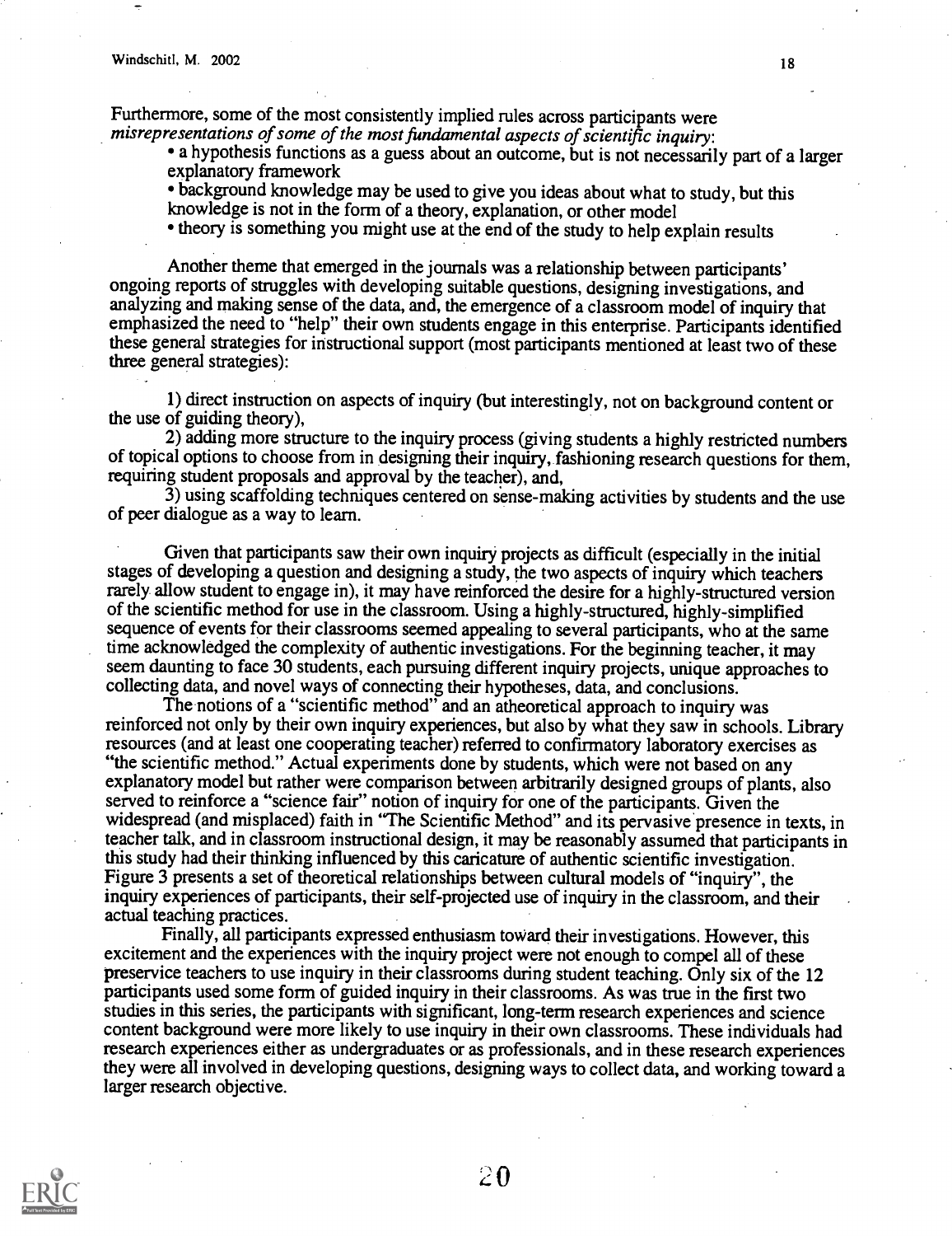Furthermore, some of the most consistently implied rules across participants were *misrepresentations of some of the most fundamental aspects of scientific inquiry*:

- a hypothesis functions as a guess about an outcome, but is not necessarily part of a larger explanatory framework
- background knowledge may be used to give you ideas about what to study, but this knowledge is not in the form of a theory, explanation, or other model
- theory is something you might use at the end of the study to help explain results

Another theme that emerged in the journals was a relationship between participants' ongoing reports of struggles with developing suitable questions, designing investigations, and analyzing and making sense of the data, and, the emergence of a classroom model of inquiry that emphasized the need to "help" their own students engage in this enterprise. Participants identified these general strategies for instructional support (most participants mentioned at least two of these three general strategies):

1) direct instruction on aspects of inquiry (but interestingly, not on background content or the use of guiding theory),

2) adding more structure to the inquiry process (giving students a highly restricted numbers of topical options to choose from in designing their inquiry, fashioning research questions for them, requiring student proposals and approval by the teacher), and,

3) using scaffolding techniques centered on sense-making activities by students and the use of peer dialogue as a way to learn.

Given that participants saw their own inquiry projects as difficult (especially in the initial stages of developing a question and designing a study, the two aspects of inquiry which teachers rarely allow student to engage in), it may have reinforced the desire for a highly-structured version of the scientific method for use in the classroom. Using a highly-structured, highly-simplified sequence of events for their classrooms seemed appealing to several participants, who at the same time acknowledged the complexity of authentic investigations. For the beginning teacher, it may seem daunting to face 30 students, each pursuing different inquiry projects, unique approaches to collecting data, and novel ways of connecting their hypotheses, data, and conclusions.

The notions of a "scientific method" and an atheoretical approach to inquiry was reinforced not only by their own inquiry experiences, but also by what they saw in schools. Library resources (and at least one cooperating teacher) referred to confirmatory laboratory exercises as "the scientific method." Actual experiments done by students, which were not based on any explanatory model but rather were comparison between arbitrarily designed groups of plants, also served to reinforce a "science fair" notion of inquiry for one of the participants. Given the widespread (and misplaced) faith in "The Scientific Method" and its pervasive presence in texts, in teacher talk, and in classroom instructional design, it may be reasonably assumed that participants in this study had their thinking influenced by this caricature of authentic scientific investigation. Figure 3 presents a set of theoretical relationships between cultural models of "inquiry", the inquiry experiences of participants, their self-projected use of inquiry in the classroom, and their actual teaching practices.

Finally, all participants expressed enthusiasm toward their investigations. However, this excitement and the experiences with the inquiry project were not enough to compel all of these preservice teachers to use inquiry in their classrooms during student teaching. Only six of the 12 participants used some form of guided inquiry in their classrooms. As was true in the first two studies in this series, the participants with significant, long-term research experiences and science content background were more likely to use inquiry in their own classrooms. These individuals had research experiences either as undergraduates or as professionals, and in these research experiences they were all involved in developing questions, designing ways to collect data, and working toward a larger research objective.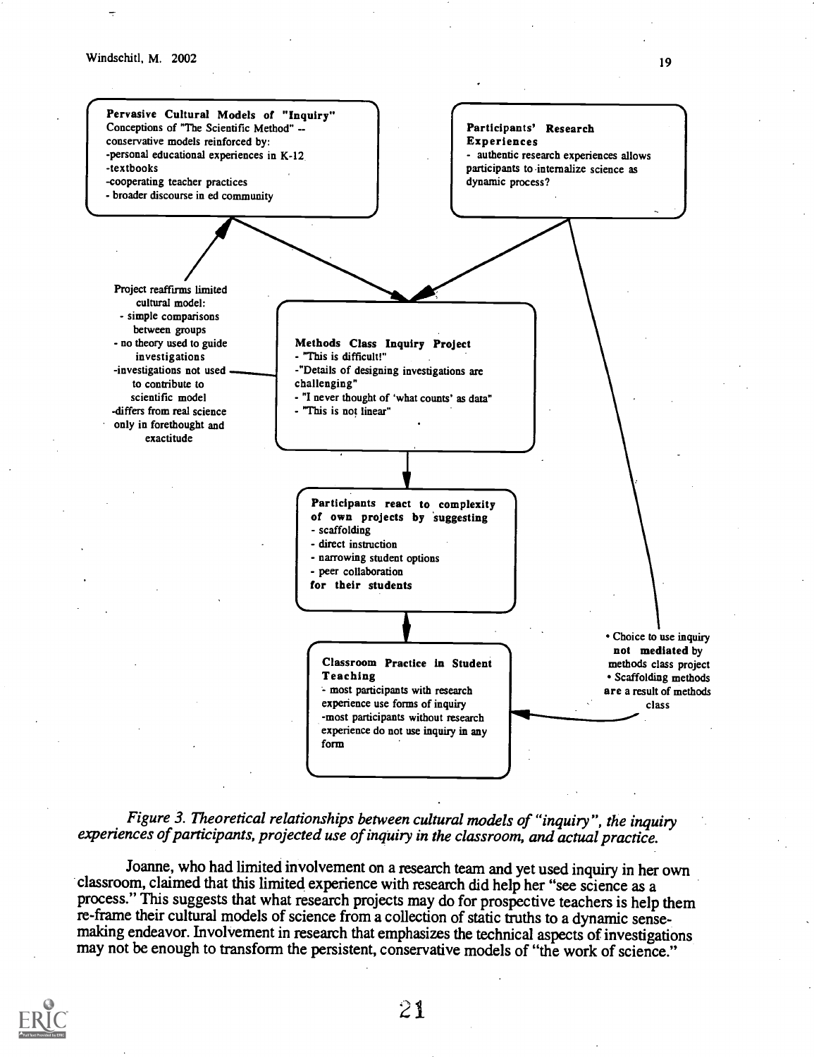**Pervasive Cultural Models of "Inquiry"**
Conceptions of "The Scientific Method" -- conservative models reinforced by:
- personal educational experiences in K-12
- textbooks
- cooperating teacher practices
- broader discourse in ed community

**Participants' Research Experiences**
- authentic research experiences allows participants to internalize science as dynamic process?

Project reaffirms limited cultural model:
- simple comparisons between groups
- no theory used to guide investigations
- investigations not used to contribute to scientific model
- differs from real science only in forethought and exactitude

**Methods Class Inquiry Project**
- "This is difficult!"
- "Details of designing investigations are challenging"
- "I never thought of 'what counts' as data"
- "This is not linear"

**Participants react to complexity of own projects by suggesting**
- scaffolding
- direct instruction
- narrowing student options
- peer collaboration

**for their students**

**Classroom Practice in Student Teaching**
- most participants with research experience use forms of inquiry
- most participants without research experience do not use inquiry in any form

- Choice to use inquiry **not mediated** by methods class project
- Scaffolding methods are a result of methods class

*Figure 3. Theoretical relationships between cultural models of "inquiry", the inquiry experiences of participants, projected use of inquiry in the classroom, and actual practice.*

Joanne, who had limited involvement on a research team and yet used inquiry in her own classroom, claimed that this limited experience with research did help her "see science as a process." This suggests that what research projects may do for prospective teachers is help them re-frame their cultural models of science from a collection of static truths to a dynamic sense-making endeavor. Involvement in research that emphasizes the technical aspects of investigations may not be enough to transform the persistent, conservative models of "the work of science."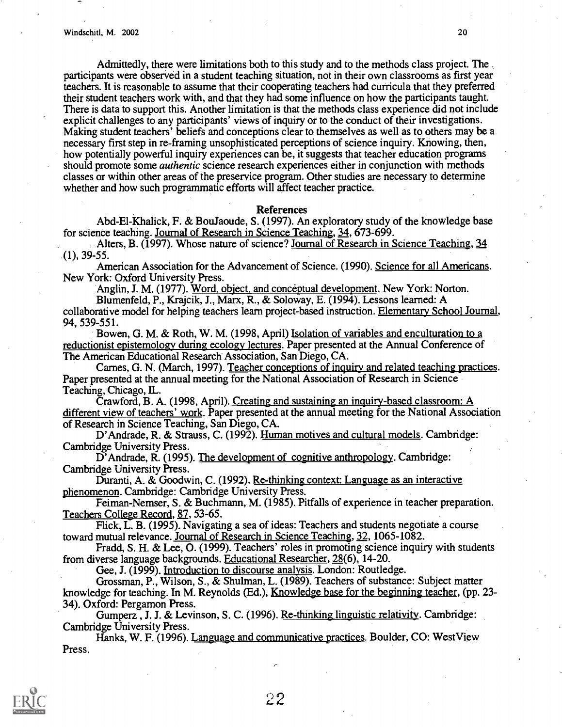Admittedly, there were limitations both to this study and to the methods class project. The participants were observed in a student teaching situation, not in their own classrooms as first year teachers. It is reasonable to assume that their cooperating teachers had curricula that they preferred their student teachers work with, and that they had some influence on how the participants taught. There is data to support this. Another limitation is that the methods class experience did not include explicit challenges to any participants' views of inquiry or to the conduct of their investigations. Making student teachers' beliefs and conceptions clear to themselves as well as to others may be a necessary first step in re-framing unsophisticated perceptions of science inquiry. Knowing, then, how potentially powerful inquiry experiences can be, it suggests that teacher education programs should promote some *authentic* science research experiences either in conjunction with methods classes or within other areas of the preservice program. Other studies are necessary to determine whether and how such programmatic efforts will affect teacher practice.

## References

Abd-El-Khalick, F. & BouJaoude, S. (1997). An exploratory study of the knowledge base for science teaching. Journal of Research in Science Teaching, 34, 673-699.

Alters, B. (1997). Whose nature of science? Journal of Research in Science Teaching, 34 (1), 39-55.

American Association for the Advancement of Science. (1990). Science for all Americans. New York: Oxford University Press.

Anglin, J. M. (1977). Word, object, and conceptual development. New York: Norton.

Blumenfeld, P., Krajcik, J., Marx, R., & Soloway, E. (1994). Lessons learned: A collaborative model for helping teachers learn project-based instruction. Elementary School Journal, 94, 539-551.

Bowen, G. M. & Roth, W. M. (1998, April) Isolation of variables and enculturation to a reductionist epistemology during ecology lectures. Paper presented at the Annual Conference of The American Educational Research Association, San Diego, CA.

Carnes, G. N. (March, 1997). Teacher conceptions of inquiry and related teaching practices. Paper presented at the annual meeting for the National Association of Research in Science Teaching, Chicago, IL.

Crawford, B. A. (1998, April). Creating and sustaining an inquiry-based classroom: A different view of teachers' work. Paper presented at the annual meeting for the National Association of Research in Science Teaching, San Diego, CA.

D'Andrade, R. & Strauss, C. (1992). Human motives and cultural models. Cambridge: Cambridge University Press.

D'Andrade, R. (1995). The development of cognitive anthropology. Cambridge: Cambridge University Press.

Duranti, A. & Goodwin, C. (1992). Re-thinking context: Language as an interactive phenomenon. Cambridge: Cambridge University Press.

Feiman-Nemser, S. & Buchmann, M. (1985). Pitfalls of experience in teacher preparation. Teachers College Record, 87, 53-65.

Flick, L. B. (1995). Navigating a sea of ideas: Teachers and students negotiate a course toward mutual relevance. Journal of Research in Science Teaching, 32, 1065-1082.

Fradd, S. H. & Lee, O. (1999). Teachers' roles in promoting science inquiry with students from diverse language backgrounds. Educational Researcher, 28(6), 14-20.

Gee, J. (1999). Introduction to discourse analysis. London: Routledge.

Grossman, P., Wilson, S., & Shulman, L. (1989). Teachers of substance: Subject matter knowledge for teaching. In M. Reynolds (Ed.), Knowledge base for the beginning teacher, (pp. 23-34). Oxford: Pergamon Press.

Gumperz, J. J. & Levinson, S. C. (1996). Re-thinking linguistic relativity. Cambridge: Cambridge University Press.

Hanks, W. F. (1996). Language and communicative practices. Boulder, CO: WestView Press.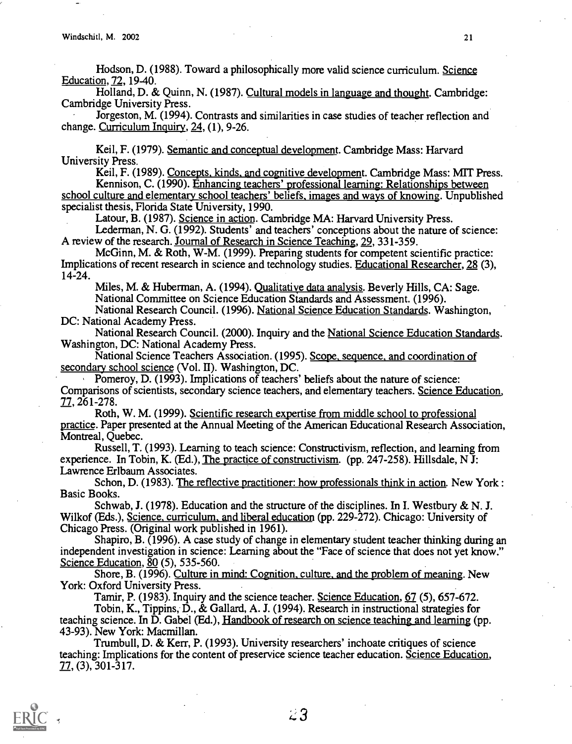Hodson, D. (1988). Toward a philosophically more valid science curriculum. Science Education, 72, 19-40.

Holland, D. & Quinn, N. (1987). Cultural models in language and thought. Cambridge: Cambridge University Press.

Jorgeston, M. (1994). Contrasts and similarities in case studies of teacher reflection and change. Curriculum Inquiry, 24, (1), 9-26.

Keil, F. (1979). Semantic and conceptual development. Cambridge Mass: Harvard University Press.

Keil, F. (1989). Concepts, kinds, and cognitive development. Cambridge Mass: MIT Press.

Kennison, C. (1990). Enhancing teachers' professional learning: Relationships between school culture and elementary school teachers' beliefs, images and ways of knowing. Unpublished specialist thesis, Florida State University, 1990.

Latour, B. (1987). Science in action. Cambridge MA: Harvard University Press.

Lederman, N. G. (1992). Students' and teachers' conceptions about the nature of science: A review of the research. Journal of Research in Science Teaching, 29, 331-359.

McGinn, M. & Roth, W-M. (1999). Preparing students for competent scientific practice: Implications of recent research in science and technology studies. Educational Researcher, 28 (3), 14-24.

Miles, M. & Huberman, A. (1994). Qualitative data analysis. Beverly Hills, CA: Sage.

National Committee on Science Education Standards and Assessment. (1996).

National Research Council. (1996). National Science Education Standards. Washington, DC: National Academy Press.

National Research Council. (2000). Inquiry and the National Science Education Standards. Washington, DC: National Academy Press.

National Science Teachers Association. (1995). Scope, sequence, and coordination of secondary school science (Vol. II). Washington, DC.

Pomeroy, D. (1993). Implications of teachers' beliefs about the nature of science: Comparisons of scientists, secondary science teachers, and elementary teachers. Science Education, 77, 261-278.

Roth, W. M. (1999). Scientific research expertise from middle school to professional practice. Paper presented at the Annual Meeting of the American Educational Research Association, Montreal, Quebec.

Russell, T. (1993). Learning to teach science: Constructivism, reflection, and learning from experience. In Tobin, K. (Ed.), The practice of constructivism. (pp. 247-258). Hillsdale, N J: Lawrence Erlbaum Associates.

Schon, D. (1983). The reflective practitioner: how professionals think in action. New York : Basic Books.

Schwab, J. (1978). Education and the structure of the disciplines. In I. Westbury & N. J. Wilkof (Eds.), Science, curriculum, and liberal education (pp. 229-272). Chicago: University of Chicago Press. (Original work published in 1961).

Shapiro, B. (1996). A case study of change in elementary student teacher thinking during an independent investigation in science: Learning about the "Face of science that does not yet know." Science Education, 80 (5), 535-560.

Shore, B. (1996). Culture in mind: Cognition, culture, and the problem of meaning. New York: Oxford University Press.

Tamir, P. (1983). Inquiry and the science teacher. Science Education, 67 (5), 657-672.

Tobin, K., Tippins, D., & Gallard, A. J. (1994). Research in instructional strategies for teaching science. In D. Gabel (Ed.), Handbook of research on science teaching and learning (pp. 43-93). New York: Macmillan.

Trumbull, D. & Kerr, P. (1993). University researchers' inchoate critiques of science teaching: Implications for the content of preservice science teacher education. Science Education, 77, (3), 301-317.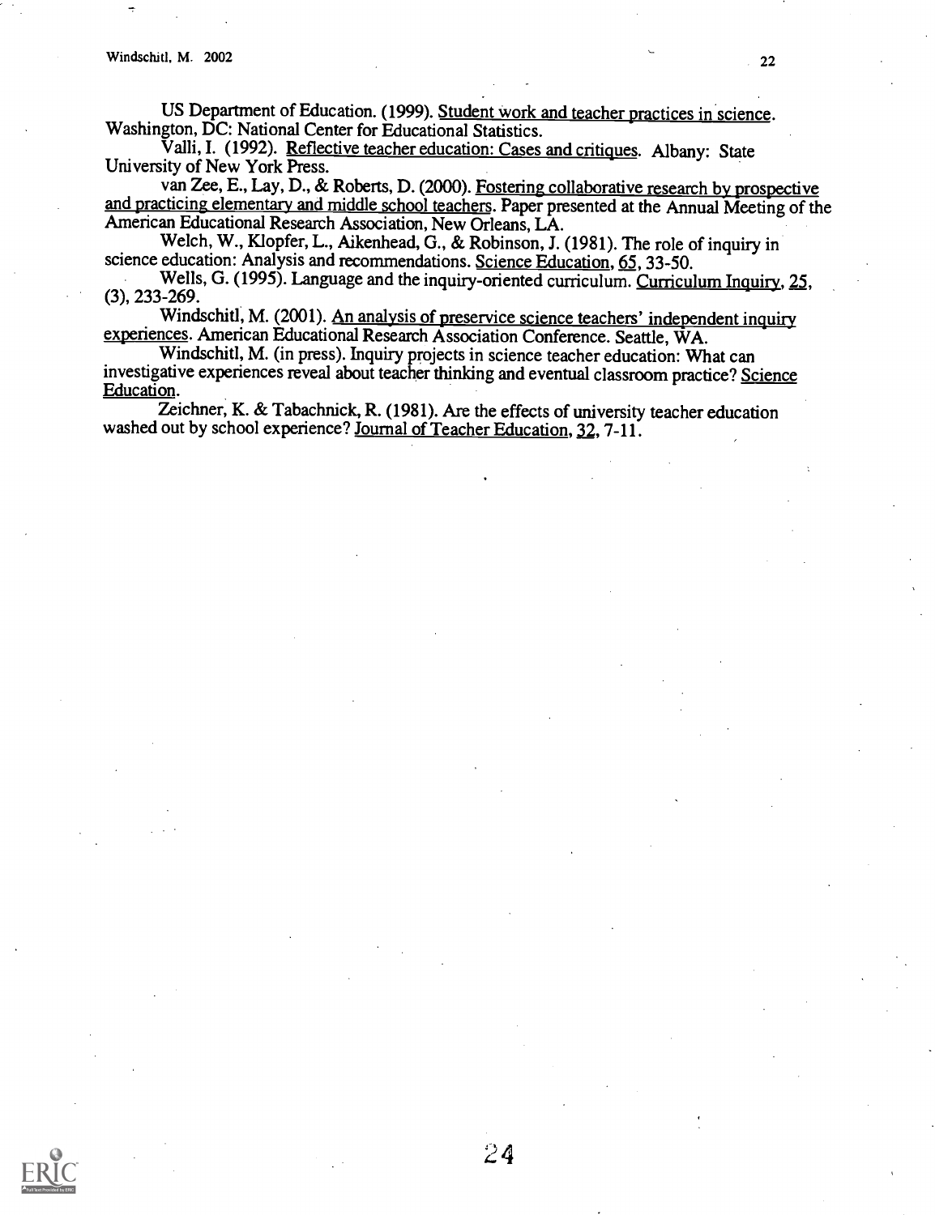US Department of Education. (1999). Student work and teacher practices in science. Washington, DC: National Center for Educational Statistics.

Valli, I. (1992). Reflective teacher education: Cases and critiques. Albany: State University of New York Press.

van Zee, E., Lay, D., & Roberts, D. (2000). Fostering collaborative research by prospective and practicing elementary and middle school teachers. Paper presented at the Annual Meeting of the American Educational Research Association, New Orleans, LA.

Welch, W., Klopfer, L., Aikenhead, G., & Robinson, J. (1981). The role of inquiry in science education: Analysis and recommendations. Science Education, 65, 33-50.

Wells, G. (1995). Language and the inquiry-oriented curriculum. Curriculum Inquiry, 25, (3), 233-269.

Windschitl, M. (2001). An analysis of preservice science teachers' independent inquiry experiences. American Educational Research Association Conference. Seattle, WA.

Windschitl, M. (in press). Inquiry projects in science teacher education: What can investigative experiences reveal about teacher thinking and eventual classroom practice? Science Education.

Zeichner, K. & Tabachnick, R. (1981). Are the effects of university teacher education washed out by school experience? Journal of Teacher Education, 32, 7-11.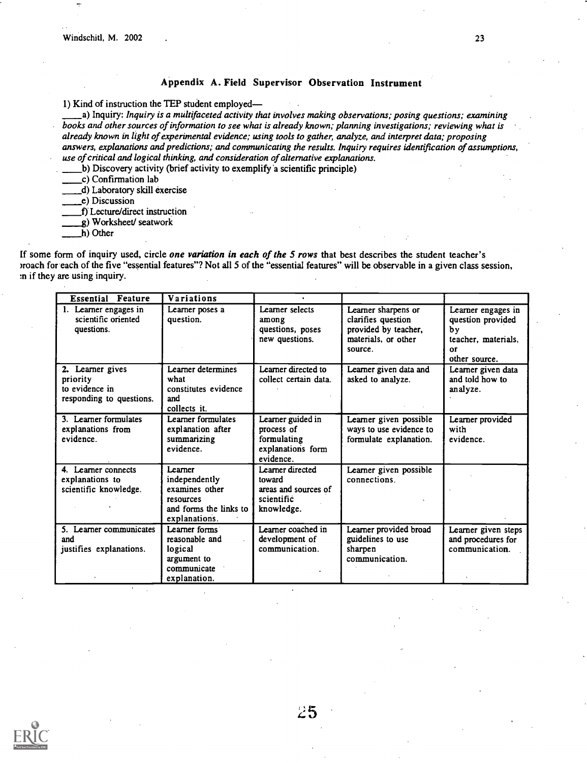## Appendix A. Field Supervisor Observation Instrument

1) Kind of instruction the TEP student employed—

____a) Inquiry: *Inquiry is a multifaceted activity that involves making observations; posing questions; examining books and other sources of information to see what is already known; planning investigations; reviewing what is already known in light of experimental evidence; using tools to gather, analyze, and interpret data; proposing answers, explanations and predictions; and communicating the results. Inquiry requires identification of assumptions, use of critical and logical thinking, and consideration of alternative explanations.*

____b) Discovery activity (brief activity to exemplify a scientific principle)

____c) Confirmation lab

____d) Laboratory skill exercise

____e) Discussion

____f) Lecture/direct instruction

____g) Worksheet/ seatwork

____h) Other

If some form of inquiry used, circle ***one variation in each of the 5 rows*** that best describes the student teacher's ›roach for each of the five "essential features"? Not all 5 of the "essential features" will be observable in a given class session, :n if they are using inquiry.

| Essential Feature | Variations | | | |
|---|---|---|---|---|
| 1. Learner engages in scientific oriented questions. | Learner poses a question. | Learner selects among questions, poses new questions. | Learner sharpens or clarifies question provided by teacher, materials, or other source. | Learner engages in question provided by teacher, materials, or other source. |
| 2. Learner gives priority to evidence in responding to questions. | Learner determines what constitutes evidence and collects it. | Learner directed to collect certain data. | Learner given data and asked to analyze. | Learner given data and told how to analyze. |
| 3. Learner formulates explanations from evidence. | Learner formulates explanation after summarizing evidence. | Learner guided in process of formulating explanations form evidence. | Learner given possible ways to use evidence to formulate explanation. | Learner provided with evidence. |
| 4. Learner connects explanations to scientific knowledge. | Learner independently examines other resources and forms the links to explanations. | Learner directed toward areas and sources of scientific knowledge. | Learner given possible connections. | |
| 5. Learner communicates and justifies explanations. | Learner forms reasonable and logical argument to communicate explanation. | Learner coached in development of communication. | Learner provided broad guidelines to use sharpen communication. | Learner given steps and procedures for communication. |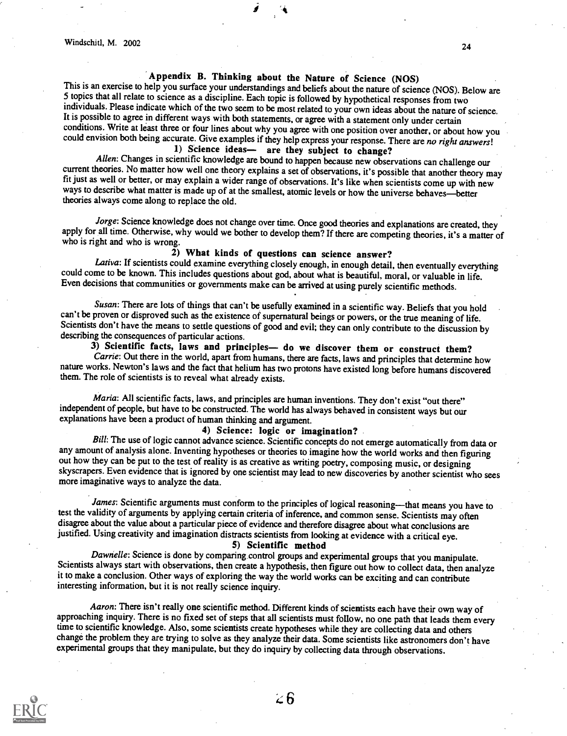## Appendix B. Thinking about the Nature of Science (NOS)

This is an exercise to help you surface your understandings and beliefs about the nature of science (NOS). Below are 5 topics that all relate to science as a discipline. Each topic is followed by hypothetical responses from two individuals. Please indicate which of the two seem to be most related to your own ideas about the nature of science. It is possible to agree in different ways with both statements, or agree with a statement only under certain conditions. Write at least three or four lines about why you agree with one position over another, or about how you could envision both being accurate. Give examples if they help express your response. There are *no right answers*!

### 1) Science ideas— are they subject to change?

*Allen*: Changes in scientific knowledge are bound to happen because new observations can challenge our current theories. No matter how well one theory explains a set of observations, it's possible that another theory may fit just as well or better, or may explain a wider range of observations. It's like when scientists come up with new ways to describe what matter is made up of at the smallest, atomic levels or how the universe behaves—better theories always come along to replace the old.

*Jorge*: Science knowledge does not change over time. Once good theories and explanations are created, they apply for all time. Otherwise, why would we bother to develop them? If there are competing theories, it's a matter of who is right and who is wrong.

### 2) What kinds of questions can science answer?

*Lativa*: If scientists could examine everything closely enough, in enough detail, then eventually everything could come to be known. This includes questions about god, about what is beautiful, moral, or valuable in life. Even decisions that communities or governments make can be arrived at using purely scientific methods.

*Susan*: There are lots of things that can't be usefully examined in a scientific way. Beliefs that you hold can't be proven or disproved such as the existence of supernatural beings or powers, or the true meaning of life. Scientists don't have the means to settle questions of good and evil; they can only contribute to the discussion by describing the consequences of particular actions.

### 3) Scientific facts, laws and principles— do we discover them or construct them?

*Carrie*: Out there in the world, apart from humans, there are facts, laws and principles that determine how nature works. Newton's laws and the fact that helium has two protons have existed long before humans discovered them. The role of scientists is to reveal what already exists.

*Maria*: All scientific facts, laws, and principles are human inventions. They don't exist "out there" independent of people, but have to be constructed. The world has always behaved in consistent ways but our explanations have been a product of human thinking and argument.

### 4) Science: logic or imagination?

*Bill*: The use of logic cannot advance science. Scientific concepts do not emerge automatically from data or any amount of analysis alone. Inventing hypotheses or theories to imagine how the world works and then figuring out how they can be put to the test of reality is as creative as writing poetry, composing music, or designing skyscrapers. Even evidence that is ignored by one scientist may lead to new discoveries by another scientist who sees more imaginative ways to analyze the data.

*James*: Scientific arguments must conform to the principles of logical reasoning—that means you have to test the validity of arguments by applying certain criteria of inference, and common sense. Scientists may often disagree about the value about a particular piece of evidence and therefore disagree about what conclusions are justified. Using creativity and imagination distracts scientists from looking at evidence with a critical eye.

### 5) Scientific method

*Dawnelle*: Science is done by comparing control groups and experimental groups that you manipulate. Scientists always start with observations, then create a hypothesis, then figure out how to collect data, then analyze it to make a conclusion. Other ways of exploring the way the world works can be exciting and can contribute interesting information, but it is not really science inquiry.

*Aaron*: There isn't really one scientific method. Different kinds of scientists each have their own way of approaching inquiry. There is no fixed set of steps that all scientists must follow, no one path that leads them every time to scientific knowledge. Also, some scientists create hypotheses while they are collecting data and others change the problem they are trying to solve as they analyze their data. Some scientists like astronomers don't have experimental groups that they manipulate, but they do inquiry by collecting data through observations.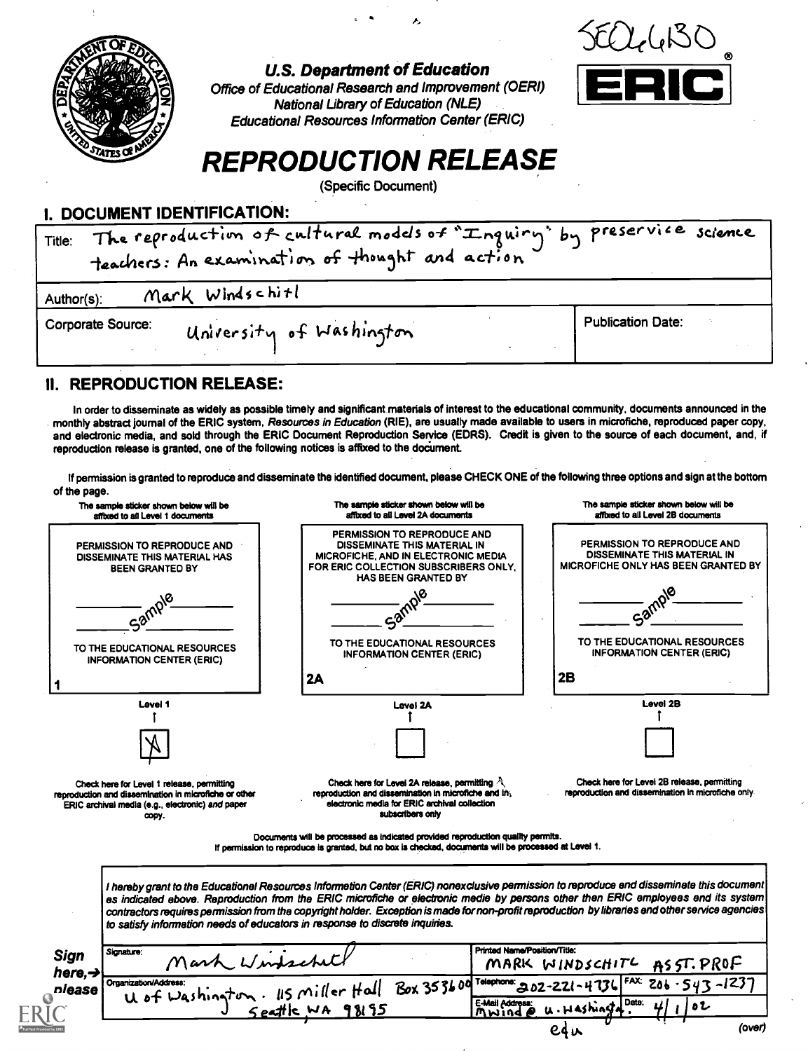SE066130

**U.S. Department of Education**
*Office of Educational Research and Improvement (OERI)*
*National Library of Education (NLE)*
*Educational Resources Information Center (ERIC)*

ERIC®

# REPRODUCTION RELEASE

(Specific Document)

## I. DOCUMENT IDENTIFICATION:

| | |
|---|---|
| Title: The reproduction of cultural models of "Inquiry" by preservice science teachers: An examination of thought and action | |
| Author(s): Mark Windschitl | |
| Corporate Source: University of Washington | Publication Date: |

## II. REPRODUCTION RELEASE:

In order to disseminate as widely as possible timely and significant materials of interest to the educational community, documents announced in the monthly abstract journal of the ERIC system, *Resources in Education* (RIE), are usually made available to users in microfiche, reproduced paper copy, and electronic media, and sold through the ERIC Document Reproduction Service (EDRS). Credit is given to the source of each document, and, if reproduction release is granted, one of the following notices is affixed to the document.

If permission is granted to reproduce and disseminate the identified document, please CHECK ONE of the following three options and sign at the bottom of the page.

| The sample sticker shown below will be affixed to all Level 1 documents | The sample sticker shown below will be affixed to all Level 2A documents | The sample sticker shown below will be affixed to all Level 2B documents |
|---|---|---|
| PERMISSION TO REPRODUCE AND DISSEMINATE THIS MATERIAL HAS BEEN GRANTED BY<br>Sample<br>TO THE EDUCATIONAL RESOURCES INFORMATION CENTER (ERIC)<br>1 | PERMISSION TO REPRODUCE AND DISSEMINATE THIS MATERIAL IN MICROFICHE, AND IN ELECTRONIC MEDIA FOR ERIC COLLECTION SUBSCRIBERS ONLY, HAS BEEN GRANTED BY<br>Sample<br>TO THE EDUCATIONAL RESOURCES INFORMATION CENTER (ERIC)<br>2A | PERMISSION TO REPRODUCE AND DISSEMINATE THIS MATERIAL IN MICROFICHE ONLY HAS BEEN GRANTED BY<br>Sample<br>TO THE EDUCATIONAL RESOURCES INFORMATION CENTER (ERIC)<br>2B |
| Level 1<br>[X] | Level 2A<br>[ ] | Level 2B<br>[ ] |
| Check here for Level 1 release, permitting reproduction and dissemination in microfiche or other ERIC archival media (e.g., electronic) *and* paper copy. | Check here for Level 2A release, permitting reproduction and dissemination in microfiche and in electronic media for ERIC archival collection subscribers only | Check here for Level 2B release, permitting reproduction and dissemination in microfiche only |

Documents will be processed as indicated provided reproduction quality permits.
If permission to reproduce is granted, but no box is checked, documents will be processed at Level 1.

*I hereby grant to the Educational Resources Information Center (ERIC) nonexclusive permission to reproduce and disseminate this document as indicated above. Reproduction from the ERIC microfiche or electronic media by persons other than ERIC employees and its system contractors requires permission from the copyright holder. Exception is made for non-profit reproduction by libraries and other service agencies to satisfy information needs of educators in response to discrete inquiries.*

**Sign here, → please**

| | |
|---|---|
| Signature: Mark Windschitl | Printed Name/Position/Title: MARK WINDSCHITL ASST. PROF |
| Organization/Address: U of Washington. 115 Miller Hall Box 353600 Seattle WA 98195 | Telephone: 202-221-4736 FAX: 206-543-1237 |
| | E-Mail Address: mwind@u.washington.edu Date: 4/1/02 |

(over)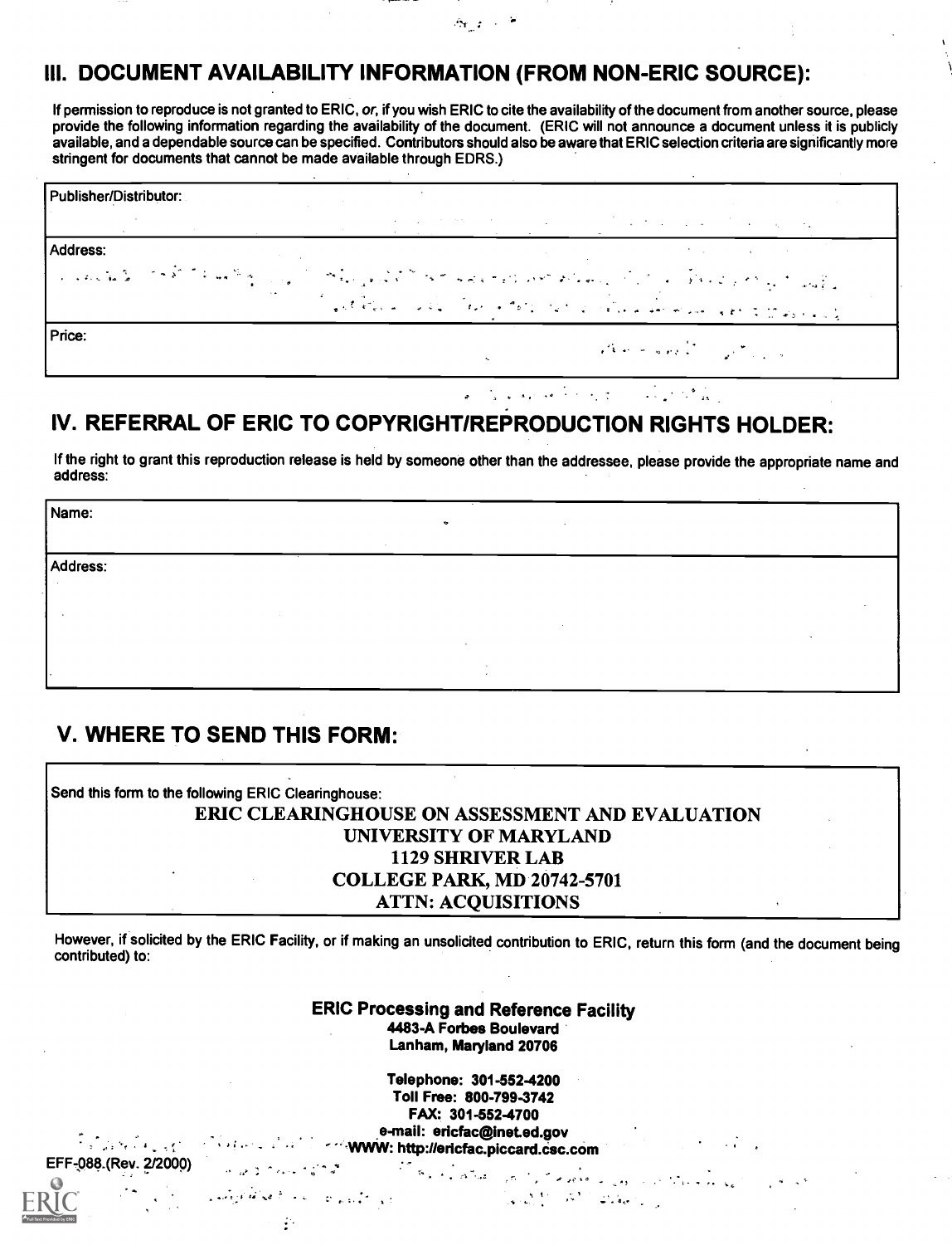## III. DOCUMENT AVAILABILITY INFORMATION (FROM NON-ERIC SOURCE):

If permission to reproduce is not granted to ERIC, *or*, if you wish ERIC to cite the availability of the document from another source, please provide the following information regarding the availability of the document. (ERIC will not announce a document unless it is publicly available, and a dependable source can be specified. Contributors should also be aware that ERIC selection criteria are significantly more stringent for documents that cannot be made available through EDRS.)

| |
|---|
| Publisher/Distributor: |
| Address: |
| Price: |

## IV. REFERRAL OF ERIC TO COPYRIGHT/REPRODUCTION RIGHTS HOLDER:

If the right to grant this reproduction release is held by someone other than the addressee, please provide the appropriate name and address:

| |
|---|
| Name: |
| Address: |

## V. WHERE TO SEND THIS FORM:

Send this form to the following ERIC Clearinghouse:

**ERIC CLEARINGHOUSE ON ASSESSMENT AND EVALUATION**
**UNIVERSITY OF MARYLAND**
**1129 SHRIVER LAB**
**COLLEGE PARK, MD 20742-5701**
**ATTN: ACQUISITIONS**

However, if solicited by the ERIC Facility, or if making an unsolicited contribution to ERIC, return this form (and the document being contributed) to:

**ERIC Processing and Reference Facility**
**4483-A Forbes Boulevard**
**Lanham, Maryland 20706**

**Telephone: 301-552-4200**
**Toll Free: 800-799-3742**
**FAX: 301-552-4700**
**e-mail: ericfac@inet.ed.gov**
**WWW: http://ericfac.piccard.csc.com**

EFF-088 (Rev. 2/2000)